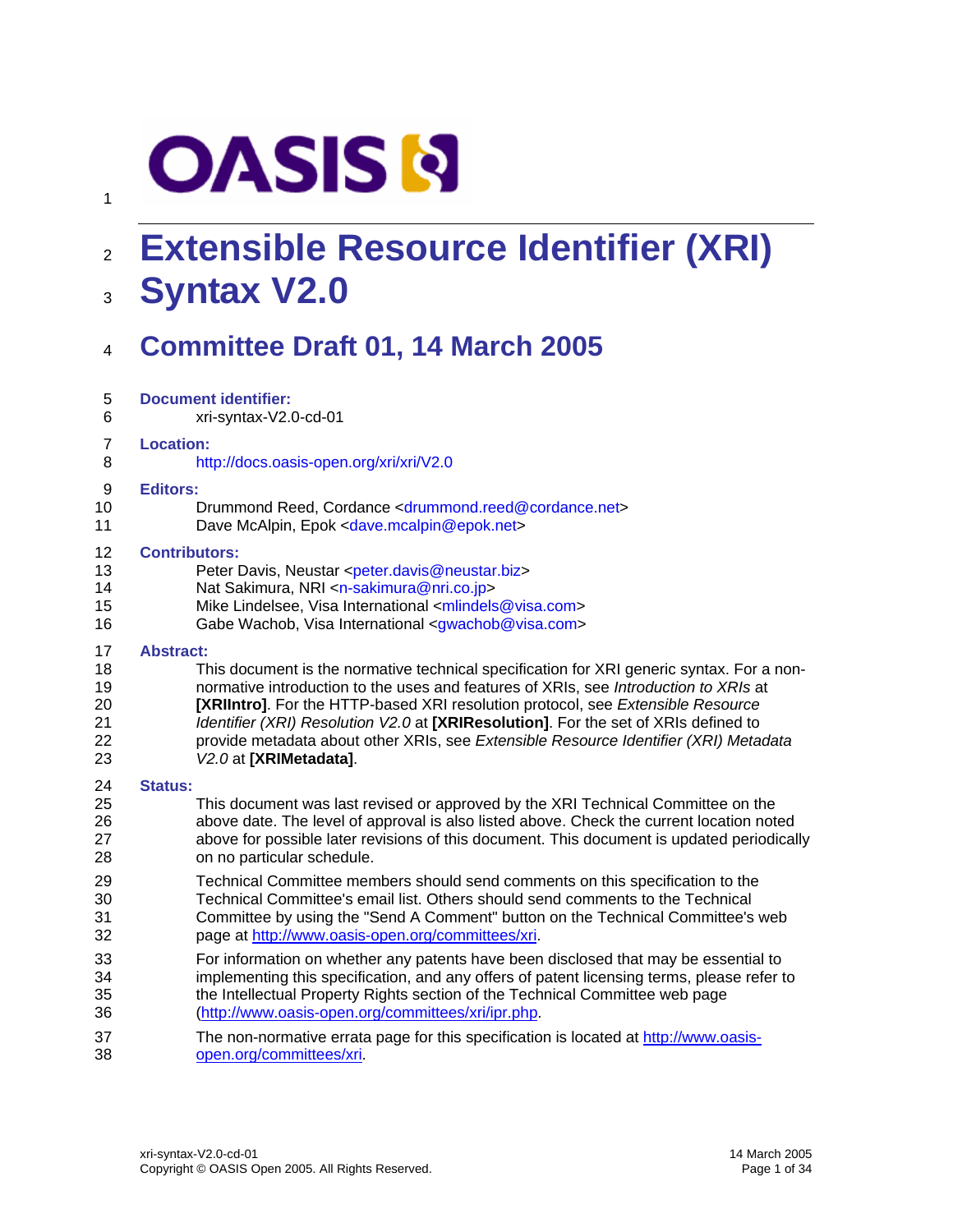# Extensible Resource Identifier (XRI) Syntax V2.0

## Committee Draft 01, 14 March 2005

**Document identifier:**

xri-syntax-V2.0-cd-01

**Location:**

http://docs.oasis-open.org/xri/xri/V2.0

**Editors:**

Drummond Reed, Cordance <drummond.reed@cordance.net>
Dave McAlpin, Epok <dave.mcalpin@epok.net>

**Contributors:**

Peter Davis, Neustar <peter.davis@neustar.biz>
Nat Sakimura, NRI <n-sakimura@nri.co.jp>
Mike Lindelsee, Visa International <mlindels@visa.com>
Gabe Wachob, Visa International <gwachob@visa.com>

**Abstract:**

This document is the normative technical specification for XRI generic syntax. For a non-normative introduction to the uses and features of XRIs, see *Introduction to XRIs* at **[XRIIntro]**. For the HTTP-based XRI resolution protocol, see *Extensible Resource Identifier (XRI) Resolution V2.0* at **[XRIResolution]**. For the set of XRIs defined to provide metadata about other XRIs, see *Extensible Resource Identifier (XRI) Metadata V2.0* at **[XRIMetadata]**.

**Status:**

This document was last revised or approved by the XRI Technical Committee on the above date. The level of approval is also listed above. Check the current location noted above for possible later revisions of this document. This document is updated periodically on no particular schedule.

Technical Committee members should send comments on this specification to the Technical Committee's email list. Others should send comments to the Technical Committee by using the "Send A Comment" button on the Technical Committee's web page at http://www.oasis-open.org/committees/xri.

For information on whether any patents have been disclosed that may be essential to implementing this specification, and any offers of patent licensing terms, please refer to the Intellectual Property Rights section of the Technical Committee web page (http://www.oasis-open.org/committees/xri/ipr.php.

The non-normative errata page for this specification is located at http://www.oasis-open.org/committees/xri.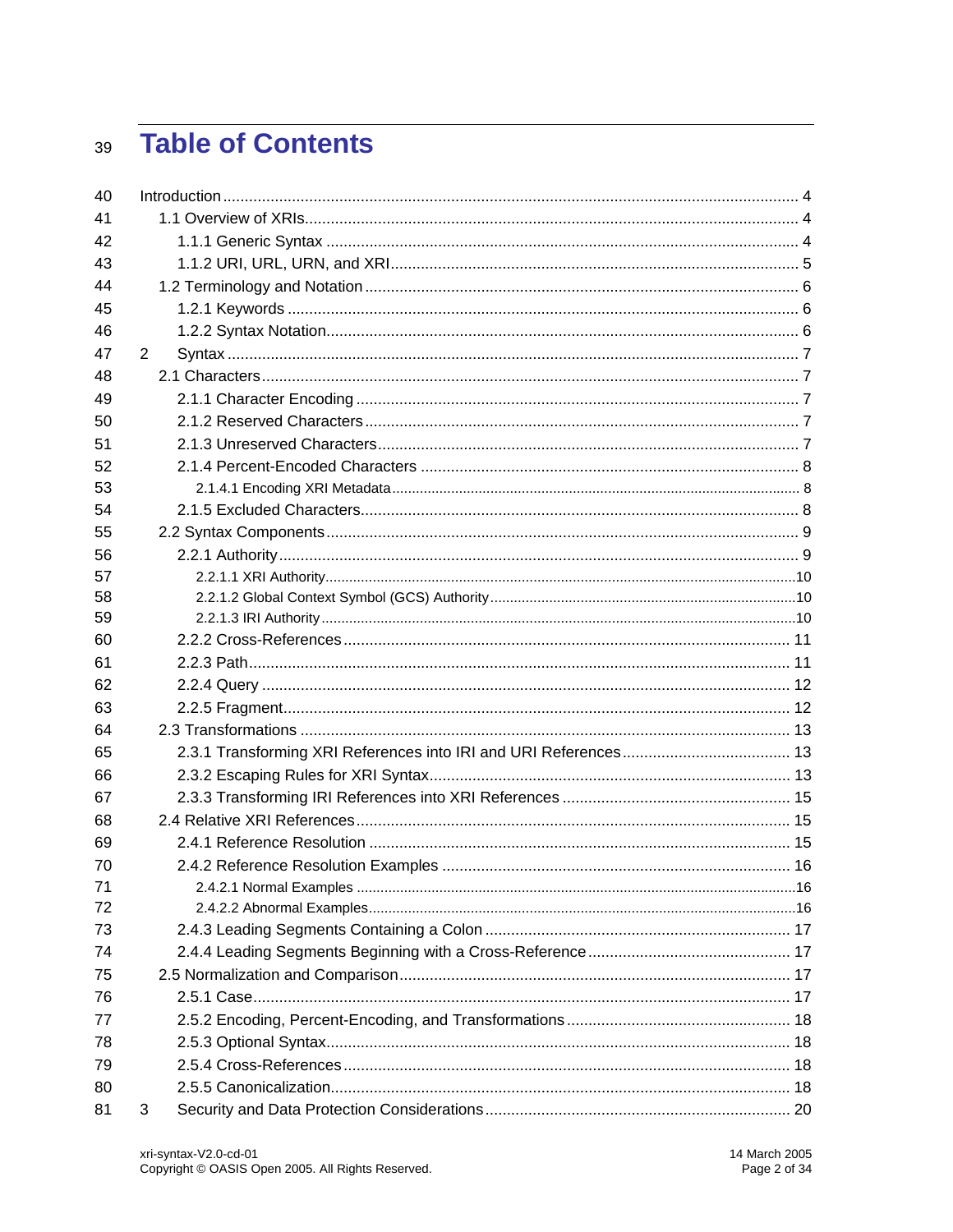# Table of Contents

Introduction ... 4
- 1.1 Overview of XRIs ... 4
  - 1.1.1 Generic Syntax ... 4
  - 1.1.2 URI, URL, URN, and XRI ... 5
- 1.2 Terminology and Notation ... 6
  - 1.2.1 Keywords ... 6
  - 1.2.2 Syntax Notation ... 6

2 Syntax ... 7
- 2.1 Characters ... 7
  - 2.1.1 Character Encoding ... 7
  - 2.1.2 Reserved Characters ... 7
  - 2.1.3 Unreserved Characters ... 7
  - 2.1.4 Percent-Encoded Characters ... 8
    - 2.1.4.1 Encoding XRI Metadata ... 8
  - 2.1.5 Excluded Characters ... 8
- 2.2 Syntax Components ... 9
  - 2.2.1 Authority ... 9
    - 2.2.1.1 XRI Authority ... 10
    - 2.2.1.2 Global Context Symbol (GCS) Authority ... 10
    - 2.2.1.3 IRI Authority ... 10
  - 2.2.2 Cross-References ... 11
  - 2.2.3 Path ... 11
  - 2.2.4 Query ... 12
  - 2.2.5 Fragment ... 12
- 2.3 Transformations ... 13
  - 2.3.1 Transforming XRI References into IRI and URI References ... 13
  - 2.3.2 Escaping Rules for XRI Syntax ... 13
  - 2.3.3 Transforming IRI References into XRI References ... 15
- 2.4 Relative XRI References ... 15
  - 2.4.1 Reference Resolution ... 15
  - 2.4.2 Reference Resolution Examples ... 16
    - 2.4.2.1 Normal Examples ... 16
    - 2.4.2.2 Abnormal Examples ... 16
  - 2.4.3 Leading Segments Containing a Colon ... 17
  - 2.4.4 Leading Segments Beginning with a Cross-Reference ... 17
- 2.5 Normalization and Comparison ... 17
  - 2.5.1 Case ... 17
  - 2.5.2 Encoding, Percent-Encoding, and Transformations ... 18
  - 2.5.3 Optional Syntax ... 18
  - 2.5.4 Cross-References ... 18
  - 2.5.5 Canonicalization ... 18

3 Security and Data Protection Considerations ... 20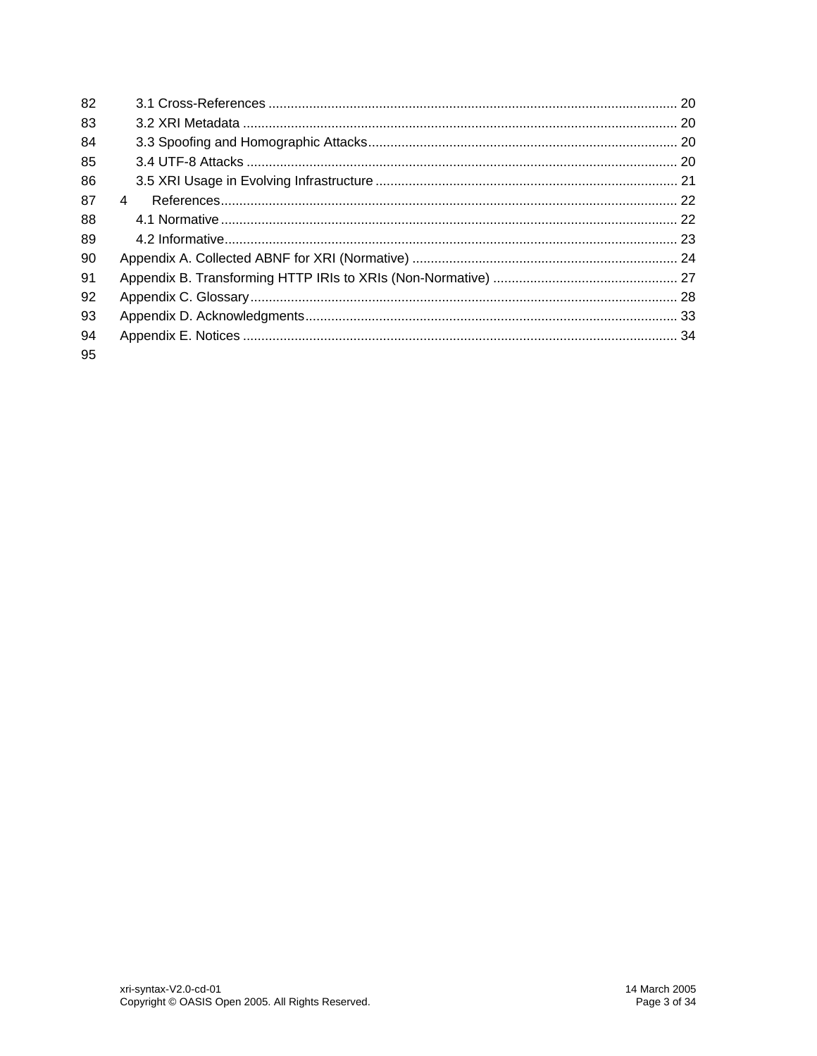3.1 Cross-References ........................................................................................................... 20
3.2 XRI Metadata ................................................................................................................ 20
3.3 Spoofing and Homographic Attacks................................................................................ 20
3.4 UTF-8 Attacks ............................................................................................................... 20
3.5 XRI Usage in Evolving Infrastructure .............................................................................. 21
4 References............................................................................................................................ 22
4.1 Normative ...................................................................................................................... 22
4.2 Informative..................................................................................................................... 23
Appendix A. Collected ABNF for XRI (Normative) ......................................................................... 24
Appendix B. Transforming HTTP IRIs to XRIs (Non-Normative) ................................................... 27
Appendix C. Glossary...................................................................................................................... 28
Appendix D. Acknowledgments....................................................................................................... 33
Appendix E. Notices ....................................................................................................................... 34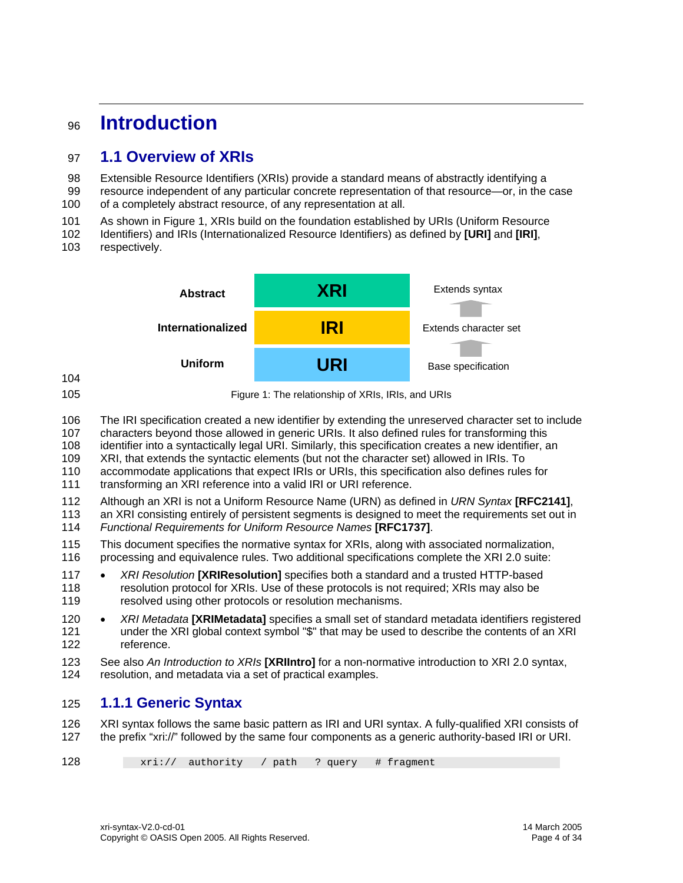# Introduction

## 1.1 Overview of XRIs

Extensible Resource Identifiers (XRIs) provide a standard means of abstractly identifying a resource independent of any particular concrete representation of that resource—or, in the case of a completely abstract resource, of any representation at all.

As shown in Figure 1, XRIs build on the foundation established by URIs (Uniform Resource Identifiers) and IRIs (Internationalized Resource Identifiers) as defined by **[URI]** and **[IRI]**, respectively.

Abstract
XRI
Extends syntax
Internationalized
IRI
Extends character set
Uniform
URI
Base specification

Figure 1: The relationship of XRIs, IRIs, and URIs

The IRI specification created a new identifier by extending the unreserved character set to include characters beyond those allowed in generic URIs. It also defined rules for transforming this identifier into a syntactically legal URI. Similarly, this specification creates a new identifier, an XRI, that extends the syntactic elements (but not the character set) allowed in IRIs. To accommodate applications that expect IRIs or URIs, this specification also defines rules for transforming an XRI reference into a valid IRI or URI reference.

Although an XRI is not a Uniform Resource Name (URN) as defined in *URN Syntax* **[RFC2141]**, an XRI consisting entirely of persistent segments is designed to meet the requirements set out in *Functional Requirements for Uniform Resource Names* **[RFC1737]**.

This document specifies the normative syntax for XRIs, along with associated normalization, processing and equivalence rules. Two additional specifications complete the XRI 2.0 suite:

- *XRI Resolution* **[XRIResolution]** specifies both a standard and a trusted HTTP-based resolution protocol for XRIs. Use of these protocols is not required; XRIs may also be resolved using other protocols or resolution mechanisms.
- *XRI Metadata* **[XRIMetadata]** specifies a small set of standard metadata identifiers registered under the XRI global context symbol "$" that may be used to describe the contents of an XRI reference.

See also *An Introduction to XRIs* **[XRIIntro]** for a non-normative introduction to XRI 2.0 syntax, resolution, and metadata via a set of practical examples.

### 1.1.1 Generic Syntax

XRI syntax follows the same basic pattern as IRI and URI syntax. A fully-qualified XRI consists of the prefix “xri://” followed by the same four components as a generic authority-based IRI or URI.

```
xri://  authority   / path   ? query   # fragment
```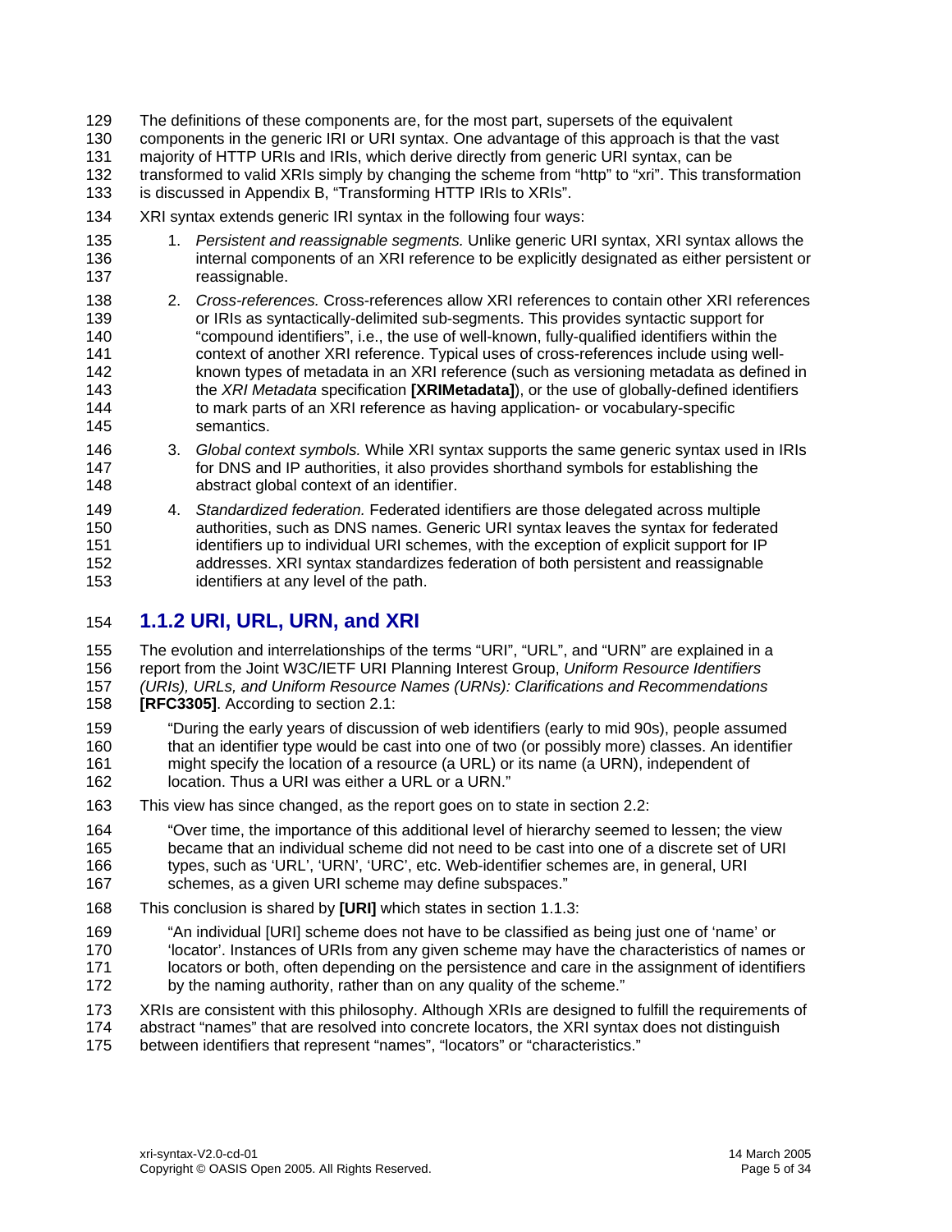The definitions of these components are, for the most part, supersets of the equivalent components in the generic IRI or URI syntax. One advantage of this approach is that the vast majority of HTTP URIs and IRIs, which derive directly from generic URI syntax, can be transformed to valid XRIs simply by changing the scheme from "http" to "xri". This transformation is discussed in Appendix B, "Transforming HTTP IRIs to XRIs".

XRI syntax extends generic IRI syntax in the following four ways:

1. *Persistent and reassignable segments.* Unlike generic URI syntax, XRI syntax allows the internal components of an XRI reference to be explicitly designated as either persistent or reassignable.
2. *Cross-references.* Cross-references allow XRI references to contain other XRI references or IRIs as syntactically-delimited sub-segments. This provides syntactic support for "compound identifiers", i.e., the use of well-known, fully-qualified identifiers within the context of another XRI reference. Typical uses of cross-references include using well-known types of metadata in an XRI reference (such as versioning metadata as defined in the *XRI Metadata* specification **[XRIMetadata]**), or the use of globally-defined identifiers to mark parts of an XRI reference as having application- or vocabulary-specific semantics.
3. *Global context symbols.* While XRI syntax supports the same generic syntax used in IRIs for DNS and IP authorities, it also provides shorthand symbols for establishing the abstract global context of an identifier.
4. *Standardized federation.* Federated identifiers are those delegated across multiple authorities, such as DNS names. Generic URI syntax leaves the syntax for federated identifiers up to individual URI schemes, with the exception of explicit support for IP addresses. XRI syntax standardizes federation of both persistent and reassignable identifiers at any level of the path.

### 1.1.2 URI, URL, URN, and XRI

The evolution and interrelationships of the terms "URI", "URL", and "URN" are explained in a report from the Joint W3C/IETF URI Planning Interest Group, *Uniform Resource Identifiers (URIs), URLs, and Uniform Resource Names (URNs): Clarifications and Recommendations* **[RFC3305]**. According to section 2.1:

> "During the early years of discussion of web identifiers (early to mid 90s), people assumed that an identifier type would be cast into one of two (or possibly more) classes. An identifier might specify the location of a resource (a URL) or its name (a URN), independent of location. Thus a URI was either a URL or a URN."

This view has since changed, as the report goes on to state in section 2.2:

> "Over time, the importance of this additional level of hierarchy seemed to lessen; the view became that an individual scheme did not need to be cast into one of a discrete set of URI types, such as 'URL', 'URN', 'URC', etc. Web-identifier schemes are, in general, URI schemes, as a given URI scheme may define subspaces."

This conclusion is shared by **[URI]** which states in section 1.1.3:

> "An individual [URI] scheme does not have to be classified as being just one of 'name' or 'locator'. Instances of URIs from any given scheme may have the characteristics of names or locators or both, often depending on the persistence and care in the assignment of identifiers by the naming authority, rather than on any quality of the scheme."

XRIs are consistent with this philosophy. Although XRIs are designed to fulfill the requirements of abstract "names" that are resolved into concrete locators, the XRI syntax does not distinguish between identifiers that represent "names", "locators" or "characteristics."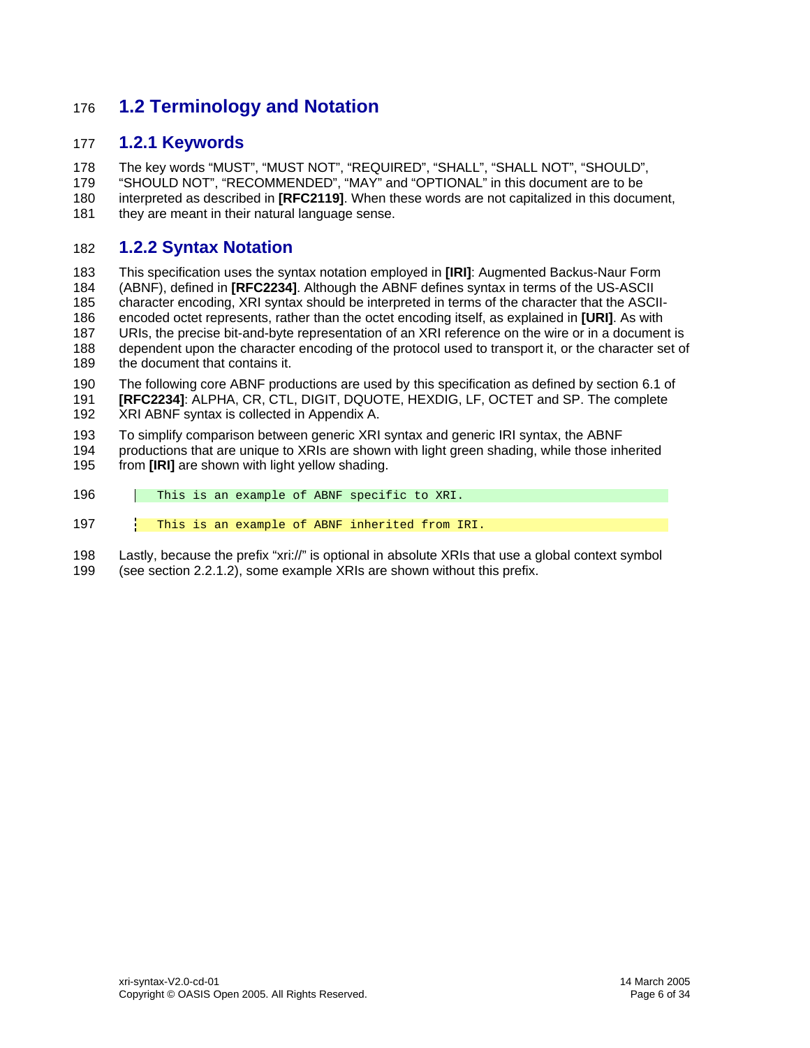## 1.2 Terminology and Notation

### 1.2.1 Keywords

The key words "MUST", "MUST NOT", "REQUIRED", "SHALL", "SHALL NOT", "SHOULD", "SHOULD NOT", "RECOMMENDED", "MAY" and "OPTIONAL" in this document are to be interpreted as described in **[RFC2119]**. When these words are not capitalized in this document, they are meant in their natural language sense.

### 1.2.2 Syntax Notation

This specification uses the syntax notation employed in **[IRI]**: Augmented Backus-Naur Form (ABNF), defined in **[RFC2234]**. Although the ABNF defines syntax in terms of the US-ASCII character encoding, XRI syntax should be interpreted in terms of the character that the ASCII-encoded octet represents, rather than the octet encoding itself, as explained in **[URI]**. As with URIs, the precise bit-and-byte representation of an XRI reference on the wire or in a document is dependent upon the character encoding of the protocol used to transport it, or the character set of the document that contains it.

The following core ABNF productions are used by this specification as defined by section 6.1 of **[RFC2234]**: ALPHA, CR, CTL, DIGIT, DQUOTE, HEXDIG, LF, OCTET and SP. The complete XRI ABNF syntax is collected in Appendix A.

To simplify comparison between generic XRI syntax and generic IRI syntax, the ABNF productions that are unique to XRIs are shown with light green shading, while those inherited from **[IRI]** are shown with light yellow shading.

```
This is an example of ABNF specific to XRI.
```

```
This is an example of ABNF inherited from IRI.
```

Lastly, because the prefix "xri://" is optional in absolute XRIs that use a global context symbol (see section 2.2.1.2), some example XRIs are shown without this prefix.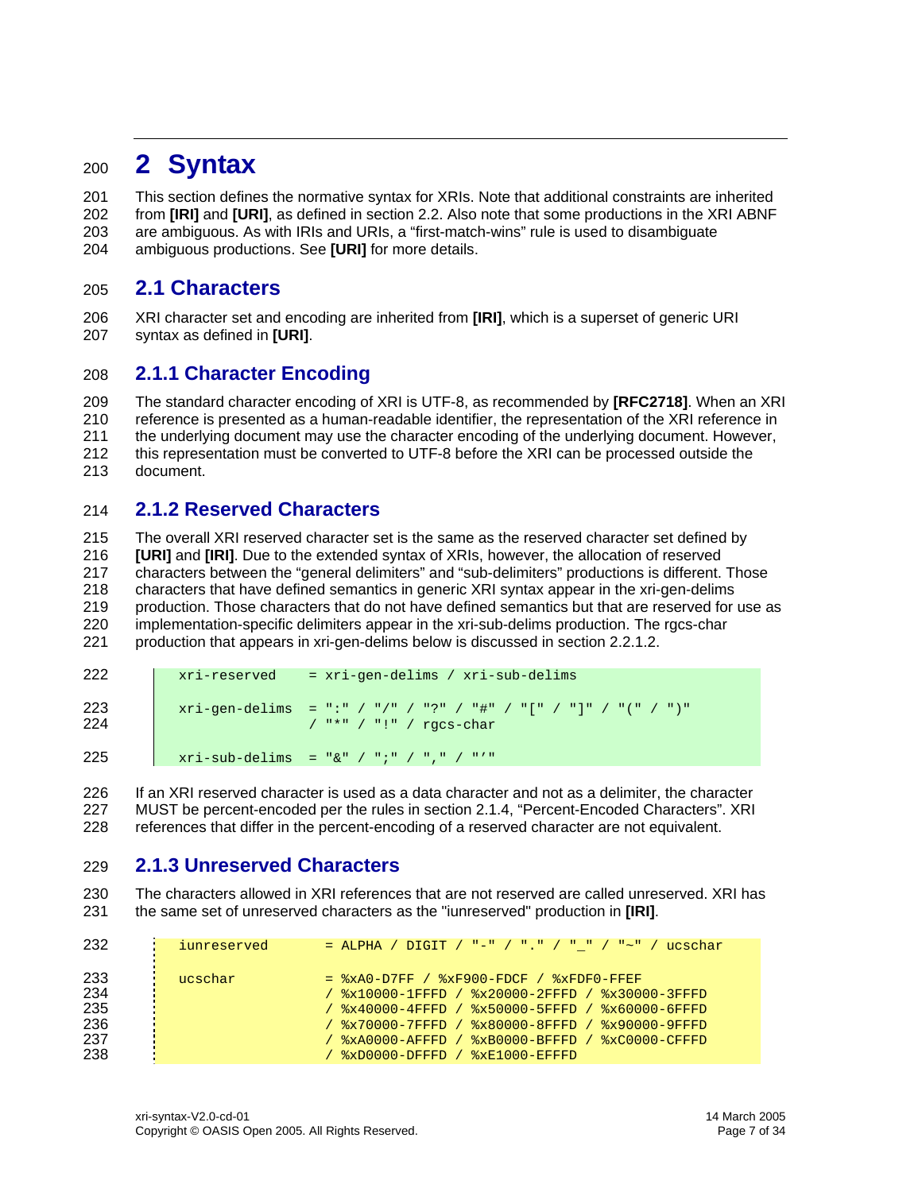# 2 Syntax

This section defines the normative syntax for XRIs. Note that additional constraints are inherited from **[IRI]** and **[URI]**, as defined in section 2.2. Also note that some productions in the XRI ABNF are ambiguous. As with IRIs and URIs, a "first-match-wins" rule is used to disambiguate ambiguous productions. See **[URI]** for more details.

## 2.1 Characters

XRI character set and encoding are inherited from **[IRI]**, which is a superset of generic URI syntax as defined in **[URI]**.

### 2.1.1 Character Encoding

The standard character encoding of XRI is UTF-8, as recommended by **[RFC2718]**. When an XRI reference is presented as a human-readable identifier, the representation of the XRI reference in the underlying document may use the character encoding of the underlying document. However, this representation must be converted to UTF-8 before the XRI can be processed outside the document.

### 2.1.2 Reserved Characters

The overall XRI reserved character set is the same as the reserved character set defined by **[URI]** and **[IRI]**. Due to the extended syntax of XRIs, however, the allocation of reserved characters between the "general delimiters" and "sub-delimiters" productions is different. Those characters that have defined semantics in generic XRI syntax appear in the xri-gen-delims production. Those characters that do not have defined semantics but that are reserved for use as implementation-specific delimiters appear in the xri-sub-delims production. The rgcs-char production that appears in xri-gen-delims below is discussed in section 2.2.1.2.

```
xri-reserved    = xri-gen-delims / xri-sub-delims

xri-gen-delims  = ":" / "/" / "?" / "#" / "[" / "]" / "(" / ")"
                / "*" / "!" / rgcs-char

xri-sub-delims  = "&" / ";" / "," / "'"
```

If an XRI reserved character is used as a data character and not as a delimiter, the character MUST be percent-encoded per the rules in section 2.1.4, "Percent-Encoded Characters". XRI references that differ in the percent-encoding of a reserved character are not equivalent.

### 2.1.3 Unreserved Characters

The characters allowed in XRI references that are not reserved are called unreserved. XRI has the same set of unreserved characters as the "iunreserved" production in **[IRI]**.

```
iunreserved       = ALPHA / DIGIT / "-" / "." / "_" / "~" / ucschar

ucschar           = %xA0-D7FF / %xF900-FDCF / %xFDF0-FFEF
                  / %x10000-1FFFD / %x20000-2FFFD / %x30000-3FFFD
                  / %x40000-4FFFD / %x50000-5FFFD / %x60000-6FFFD
                  / %x70000-7FFFD / %x80000-8FFFD / %x90000-9FFFD
                  / %xA0000-AFFFD / %xB0000-BFFFD / %xC0000-CFFFD
                  / %xD0000-DFFFD / %xE1000-EFFFD
```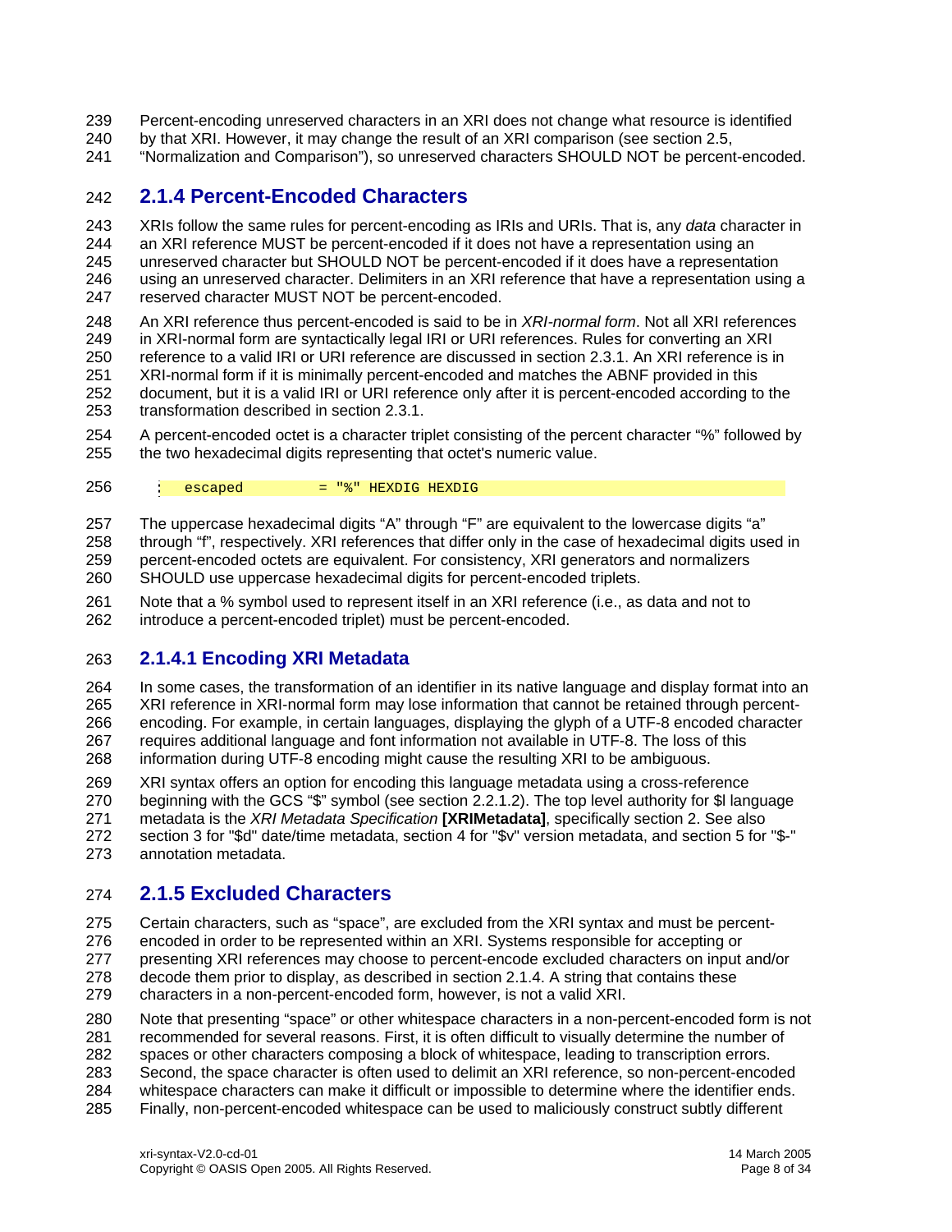Percent-encoding unreserved characters in an XRI does not change what resource is identified by that XRI. However, it may change the result of an XRI comparison (see section 2.5, “Normalization and Comparison”), so unreserved characters SHOULD NOT be percent-encoded.

### 2.1.4 Percent-Encoded Characters

XRIs follow the same rules for percent-encoding as IRIs and URIs. That is, any *data* character in an XRI reference MUST be percent-encoded if it does not have a representation using an unreserved character but SHOULD NOT be percent-encoded if it does have a representation using an unreserved character. Delimiters in an XRI reference that have a representation using a reserved character MUST NOT be percent-encoded.

An XRI reference thus percent-encoded is said to be in *XRI-normal form*. Not all XRI references in XRI-normal form are syntactically legal IRI or URI references. Rules for converting an XRI reference to a valid IRI or URI reference are discussed in section 2.3.1. An XRI reference is in XRI-normal form if it is minimally percent-encoded and matches the ABNF provided in this document, but it is a valid IRI or URI reference only after it is percent-encoded according to the transformation described in section 2.3.1.

A percent-encoded octet is a character triplet consisting of the percent character “%” followed by the two hexadecimal digits representing that octet's numeric value.

```
escaped         = "%" HEXDIG HEXDIG
```

The uppercase hexadecimal digits “A” through “F” are equivalent to the lowercase digits “a” through “f”, respectively. XRI references that differ only in the case of hexadecimal digits used in percent-encoded octets are equivalent. For consistency, XRI generators and normalizers SHOULD use uppercase hexadecimal digits for percent-encoded triplets.

Note that a % symbol used to represent itself in an XRI reference (i.e., as data and not to introduce a percent-encoded triplet) must be percent-encoded.

#### 2.1.4.1 Encoding XRI Metadata

In some cases, the transformation of an identifier in its native language and display format into an XRI reference in XRI-normal form may lose information that cannot be retained through percent-encoding. For example, in certain languages, displaying the glyph of a UTF-8 encoded character requires additional language and font information not available in UTF-8. The loss of this information during UTF-8 encoding might cause the resulting XRI to be ambiguous.

XRI syntax offers an option for encoding this language metadata using a cross-reference beginning with the GCS “$” symbol (see section 2.2.1.2). The top level authority for $l language metadata is the *XRI Metadata Specification* **[XRIMetadata]**, specifically section 2. See also section 3 for "$d" date/time metadata, section 4 for "$v" version metadata, and section 5 for "$-" annotation metadata.

### 2.1.5 Excluded Characters

Certain characters, such as “space”, are excluded from the XRI syntax and must be percent-encoded in order to be represented within an XRI. Systems responsible for accepting or presenting XRI references may choose to percent-encode excluded characters on input and/or decode them prior to display, as described in section 2.1.4. A string that contains these characters in a non-percent-encoded form, however, is not a valid XRI.

Note that presenting “space” or other whitespace characters in a non-percent-encoded form is not recommended for several reasons. First, it is often difficult to visually determine the number of spaces or other characters composing a block of whitespace, leading to transcription errors. Second, the space character is often used to delimit an XRI reference, so non-percent-encoded whitespace characters can make it difficult or impossible to determine where the identifier ends. Finally, non-percent-encoded whitespace can be used to maliciously construct subtly different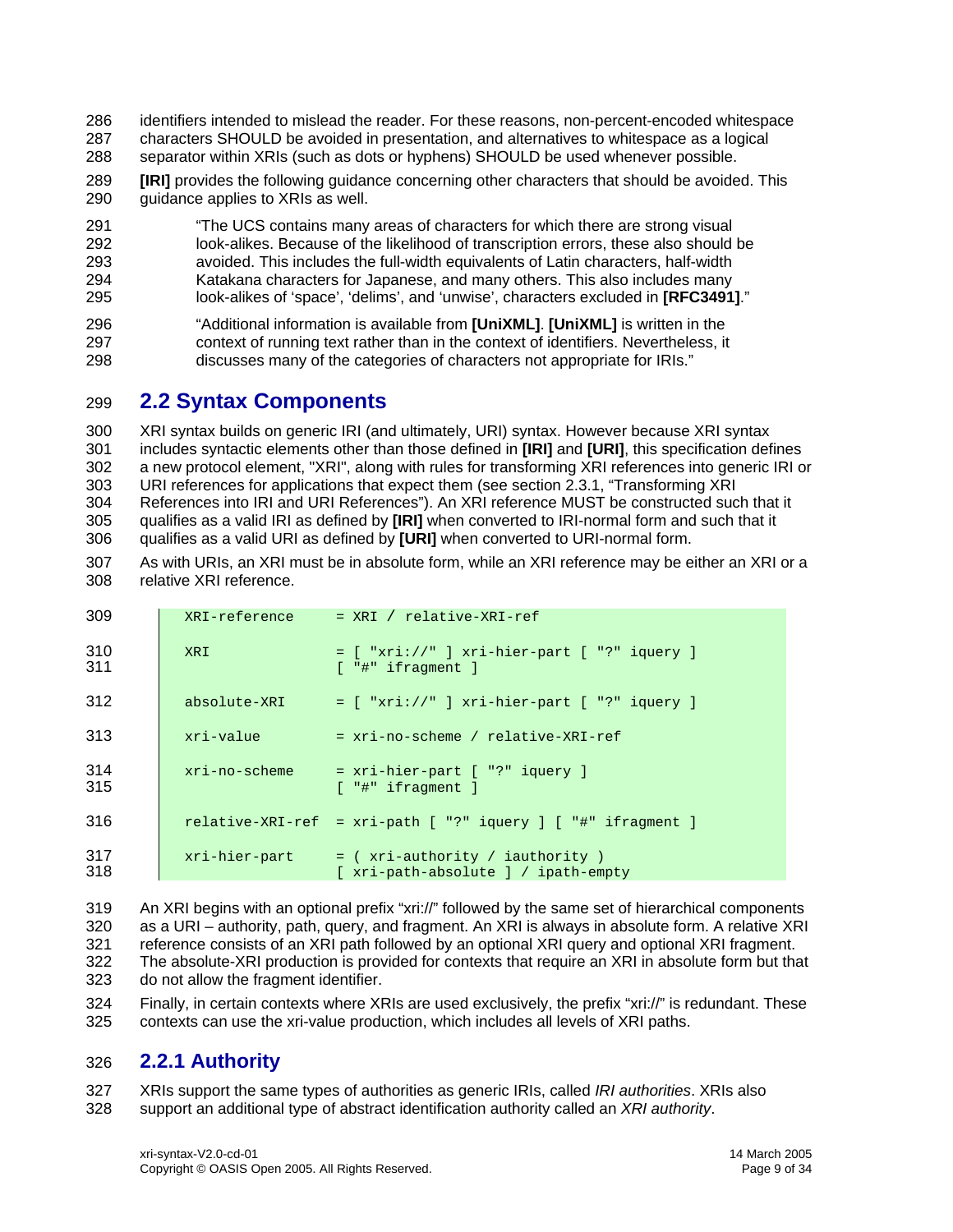identifiers intended to mislead the reader. For these reasons, non-percent-encoded whitespace characters SHOULD be avoided in presentation, and alternatives to whitespace as a logical separator within XRIs (such as dots or hyphens) SHOULD be used whenever possible.

**[IRI]** provides the following guidance concerning other characters that should be avoided. This guidance applies to XRIs as well.

> "The UCS contains many areas of characters for which there are strong visual look-alikes. Because of the likelihood of transcription errors, these also should be avoided. This includes the full-width equivalents of Latin characters, half-width Katakana characters for Japanese, and many others. This also includes many look-alikes of 'space', 'delims', and 'unwise', characters excluded in **[RFC3491]**."

> "Additional information is available from **[UniXML]**. **[UniXML]** is written in the context of running text rather than in the context of identifiers. Nevertheless, it discusses many of the categories of characters not appropriate for IRIs."

## 2.2 Syntax Components

XRI syntax builds on generic IRI (and ultimately, URI) syntax. However because XRI syntax includes syntactic elements other than those defined in **[IRI]** and **[URI]**, this specification defines a new protocol element, "XRI", along with rules for transforming XRI references into generic IRI or URI references for applications that expect them (see section 2.3.1, "Transforming XRI References into IRI and URI References"). An XRI reference MUST be constructed such that it qualifies as a valid IRI as defined by **[IRI]** when converted to IRI-normal form and such that it qualifies as a valid URI as defined by **[URI]** when converted to URI-normal form.

As with URIs, an XRI must be in absolute form, while an XRI reference may be either an XRI or a relative XRI reference.

```
XRI-reference     = XRI / relative-XRI-ref

XRI               = [ "xri://" ] xri-hier-part [ "?" iquery ]
                    [ "#" ifragment ]

absolute-XRI      = [ "xri://" ] xri-hier-part [ "?" iquery ]

xri-value         = xri-no-scheme / relative-XRI-ref

xri-no-scheme     = xri-hier-part [ "?" iquery ]
                    [ "#" ifragment ]

relative-XRI-ref  = xri-path [ "?" iquery ] [ "#" ifragment ]

xri-hier-part     = ( xri-authority / iauthority )
                    [ xri-path-absolute ] / ipath-empty
```

An XRI begins with an optional prefix "xri://" followed by the same set of hierarchical components as a URI – authority, path, query, and fragment. An XRI is always in absolute form. A relative XRI reference consists of an XRI path followed by an optional XRI query and optional XRI fragment. The absolute-XRI production is provided for contexts that require an XRI in absolute form but that do not allow the fragment identifier.

Finally, in certain contexts where XRIs are used exclusively, the prefix "xri://" is redundant. These contexts can use the xri-value production, which includes all levels of XRI paths.

### 2.2.1 Authority

XRIs support the same types of authorities as generic IRIs, called *IRI authorities*. XRIs also support an additional type of abstract identification authority called an *XRI authority*.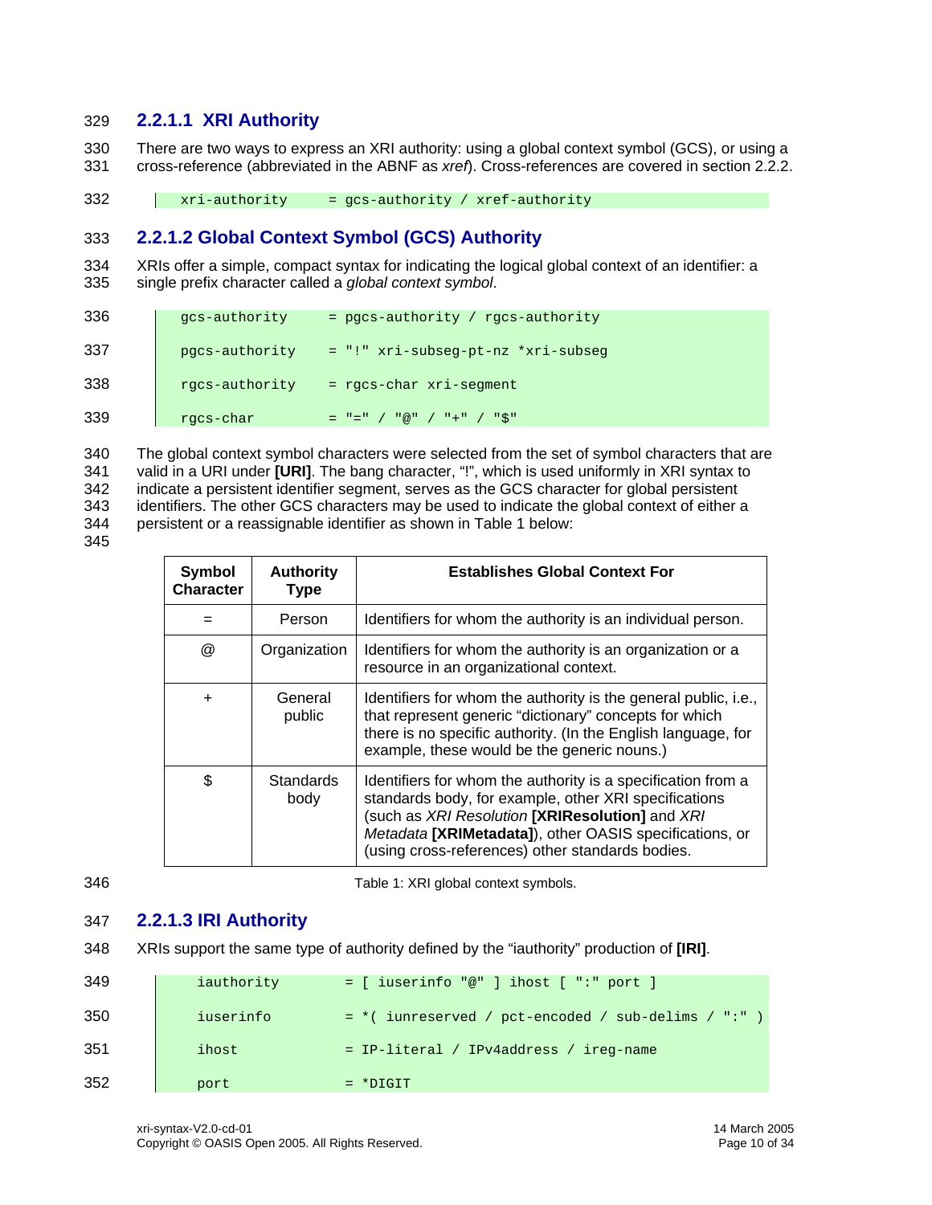#### 2.2.1.1 XRI Authority

There are two ways to express an XRI authority: using a global context symbol (GCS), or using a cross-reference (abbreviated in the ABNF as *xref*). Cross-references are covered in section 2.2.2.

```
xri-authority     = gcs-authority / xref-authority
```

#### 2.2.1.2 Global Context Symbol (GCS) Authority

XRIs offer a simple, compact syntax for indicating the logical global context of an identifier: a single prefix character called a *global context symbol*.

```
gcs-authority     = pgcs-authority / rgcs-authority
pgcs-authority    = "!" xri-subseg-pt-nz *xri-subseg
rgcs-authority    = rgcs-char xri-segment
rgcs-char         = "=" / "@" / "+" / "$"
```

The global context symbol characters were selected from the set of symbol characters that are valid in a URI under **[URI]**. The bang character, "!", which is used uniformly in XRI syntax to indicate a persistent identifier segment, serves as the GCS character for global persistent identifiers. The other GCS characters may be used to indicate the global context of either a persistent or a reassignable identifier as shown in Table 1 below:

| Symbol Character | Authority Type | Establishes Global Context For |
|---|---|---|
| = | Person | Identifiers for whom the authority is an individual person. |
| @ | Organization | Identifiers for whom the authority is an organization or a resource in an organizational context. |
| + | General public | Identifiers for whom the authority is the general public, i.e., that represent generic "dictionary" concepts for which there is no specific authority. (In the English language, for example, these would be the generic nouns.) |
| $ | Standards body | Identifiers for whom the authority is a specification from a standards body, for example, other XRI specifications (such as *XRI Resolution* **[XRIResolution]** and *XRI Metadata* **[XRIMetadata]**), other OASIS specifications, or (using cross-references) other standards bodies. |

Table 1: XRI global context symbols.

#### 2.2.1.3 IRI Authority

XRIs support the same type of authority defined by the "iauthority" production of **[IRI]**.

```
iauthority        = [ iuserinfo "@" ] ihost [ ":" port ]
iuserinfo         = *( iunreserved / pct-encoded / sub-delims / ":" )
ihost             = IP-literal / IPv4address / ireg-name
port              = *DIGIT
```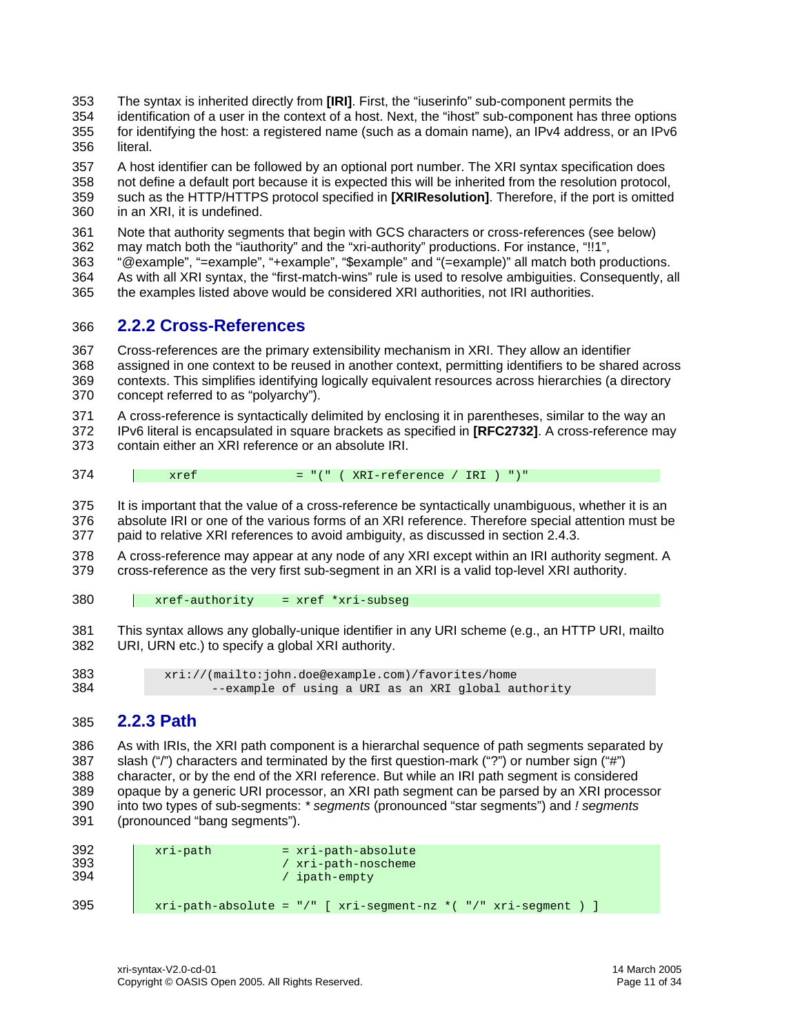The syntax is inherited directly from **[IRI]**. First, the “iuserinfo” sub-component permits the identification of a user in the context of a host. Next, the “ihost” sub-component has three options for identifying the host: a registered name (such as a domain name), an IPv4 address, or an IPv6 literal.

A host identifier can be followed by an optional port number. The XRI syntax specification does not define a default port because it is expected this will be inherited from the resolution protocol, such as the HTTP/HTTPS protocol specified in **[XRIResolution]**. Therefore, if the port is omitted in an XRI, it is undefined.

Note that authority segments that begin with GCS characters or cross-references (see below) may match both the “iauthority” and the “xri-authority” productions. For instance, “!!1”, “@example”, “=example”, “+example”, “$example” and “(=example)” all match both productions. As with all XRI syntax, the “first-match-wins” rule is used to resolve ambiguities. Consequently, all the examples listed above would be considered XRI authorities, not IRI authorities.

### 2.2.2 Cross-References

Cross-references are the primary extensibility mechanism in XRI. They allow an identifier assigned in one context to be reused in another context, permitting identifiers to be shared across contexts. This simplifies identifying logically equivalent resources across hierarchies (a directory concept referred to as “polyarchy”).

A cross-reference is syntactically delimited by enclosing it in parentheses, similar to the way an IPv6 literal is encapsulated in square brackets as specified in **[RFC2732]**. A cross-reference may contain either an XRI reference or an absolute IRI.

```
xref               = "(" ( XRI-reference / IRI ) ")"
```

It is important that the value of a cross-reference be syntactically unambiguous, whether it is an absolute IRI or one of the various forms of an XRI reference. Therefore special attention must be paid to relative XRI references to avoid ambiguity, as discussed in section 2.4.3.

A cross-reference may appear at any node of any XRI except within an IRI authority segment. A cross-reference as the very first sub-segment in an XRI is a valid top-level XRI authority.

```
xref-authority    = xref *xri-subseg
```

This syntax allows any globally-unique identifier in any URI scheme (e.g., an HTTP URI, mailto URI, URN etc.) to specify a global XRI authority.

```
xri://(mailto:john.doe@example.com)/favorites/home
        --example of using a URI as an XRI global authority
```

### 2.2.3 Path

As with IRIs, the XRI path component is a hierarchal sequence of path segments separated by slash (“/”) characters and terminated by the first question-mark (“?”) or number sign (“#”) character, or by the end of the XRI reference. But while an IRI path segment is considered opaque by a generic URI processor, an XRI path segment can be parsed by an XRI processor into two types of sub-segments: *\* segments* (pronounced “star segments”) and *! segments* (pronounced “bang segments”).

```
xri-path          = xri-path-absolute
                  / xri-path-noscheme
                  / ipath-empty

xri-path-absolute = "/" [ xri-segment-nz *( "/" xri-segment ) ]
```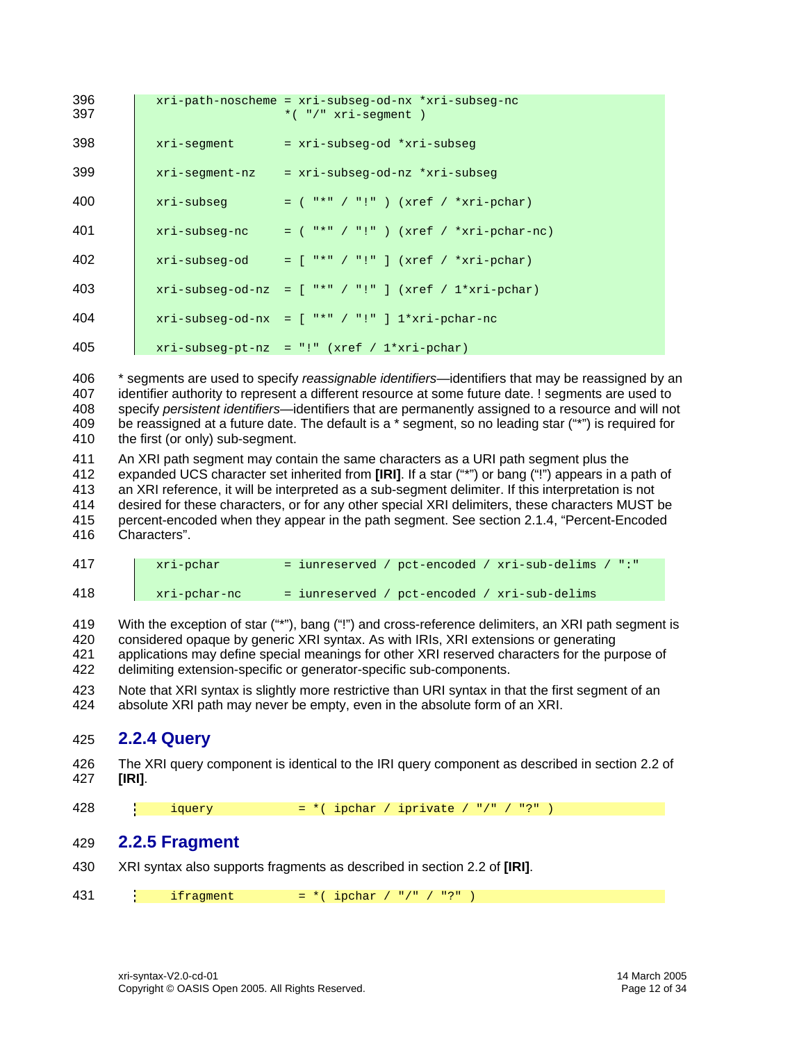```
xri-path-noscheme = xri-subseg-od-nx *xri-subseg-nc
                    *( "/" xri-segment )

xri-segment       = xri-subseg-od *xri-subseg

xri-segment-nz    = xri-subseg-od-nz *xri-subseg

xri-subseg        = ( "*" / "!" ) (xref / *xri-pchar)

xri-subseg-nc     = ( "*" / "!" ) (xref / *xri-pchar-nc)

xri-subseg-od     = [ "*" / "!" ] (xref / *xri-pchar)

xri-subseg-od-nz  = [ "*" / "!" ] (xref / 1*xri-pchar)

xri-subseg-od-nx  = [ "*" / "!" ] 1*xri-pchar-nc

xri-subseg-pt-nz  = "!" (xref / 1*xri-pchar)
```

* segments are used to specify *reassignable identifiers*—identifiers that may be reassigned by an identifier authority to represent a different resource at some future date. ! segments are used to specify *persistent identifiers*—identifiers that are permanently assigned to a resource and will not be reassigned at a future date. The default is a * segment, so no leading star ("*") is required for the first (or only) sub-segment.

An XRI path segment may contain the same characters as a URI path segment plus the expanded UCS character set inherited from **[IRI]**. If a star ("*") or bang ("!") appears in a path of an XRI reference, it will be interpreted as a sub-segment delimiter. If this interpretation is not desired for these characters, or for any other special XRI delimiters, these characters MUST be percent-encoded when they appear in the path segment. See section 2.1.4, "Percent-Encoded Characters".

```
xri-pchar         = iunreserved / pct-encoded / xri-sub-delims / ":"

xri-pchar-nc      = iunreserved / pct-encoded / xri-sub-delims
```

With the exception of star ("*"), bang ("!") and cross-reference delimiters, an XRI path segment is considered opaque by generic XRI syntax. As with IRIs, XRI extensions or generating applications may define special meanings for other XRI reserved characters for the purpose of delimiting extension-specific or generator-specific sub-components.

Note that XRI syntax is slightly more restrictive than URI syntax in that the first segment of an absolute XRI path may never be empty, even in the absolute form of an XRI.

### 2.2.4 Query

The XRI query component is identical to the IRI query component as described in section 2.2 of **[IRI]**.

```
iquery            = *( ipchar / iprivate / "/" / "?" )
```

### 2.2.5 Fragment

XRI syntax also supports fragments as described in section 2.2 of **[IRI]**.

```
ifragment         = *( ipchar / "/" / "?" )
```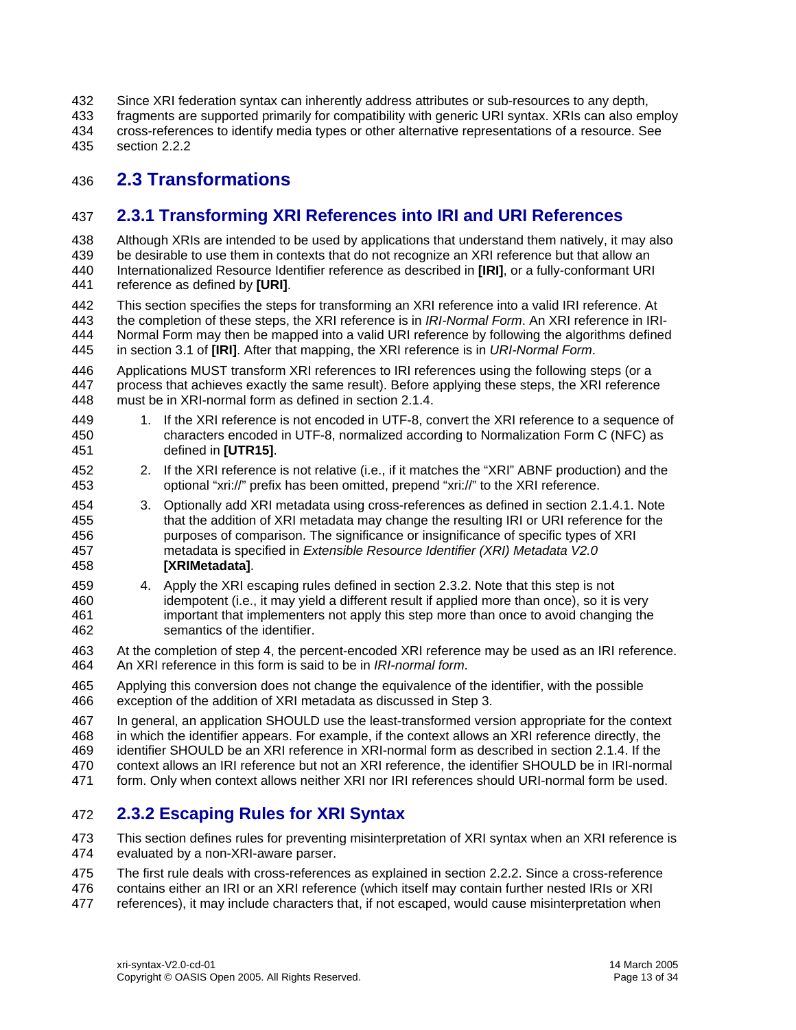Since XRI federation syntax can inherently address attributes or sub-resources to any depth, fragments are supported primarily for compatibility with generic URI syntax. XRIs can also employ cross-references to identify media types or other alternative representations of a resource. See section 2.2.2

## 2.3 Transformations

### 2.3.1 Transforming XRI References into IRI and URI References

Although XRIs are intended to be used by applications that understand them natively, it may also be desirable to use them in contexts that do not recognize an XRI reference but that allow an Internationalized Resource Identifier reference as described in **[IRI]**, or a fully-conformant URI reference as defined by **[URI]**.

This section specifies the steps for transforming an XRI reference into a valid IRI reference. At the completion of these steps, the XRI reference is in *IRI-Normal Form*. An XRI reference in IRI-Normal Form may then be mapped into a valid URI reference by following the algorithms defined in section 3.1 of **[IRI]**. After that mapping, the XRI reference is in *URI-Normal Form*.

Applications MUST transform XRI references to IRI references using the following steps (or a process that achieves exactly the same result). Before applying these steps, the XRI reference must be in XRI-normal form as defined in section 2.1.4.

1. If the XRI reference is not encoded in UTF-8, convert the XRI reference to a sequence of characters encoded in UTF-8, normalized according to Normalization Form C (NFC) as defined in **[UTR15]**.
2. If the XRI reference is not relative (i.e., if it matches the "XRI" ABNF production) and the optional "xri://" prefix has been omitted, prepend "xri://" to the XRI reference.
3. Optionally add XRI metadata using cross-references as defined in section 2.1.4.1. Note that the addition of XRI metadata may change the resulting IRI or URI reference for the purposes of comparison. The significance or insignificance of specific types of XRI metadata is specified in *Extensible Resource Identifier (XRI) Metadata V2.0* **[XRIMetadata]**.
4. Apply the XRI escaping rules defined in section 2.3.2. Note that this step is not idempotent (i.e., it may yield a different result if applied more than once), so it is very important that implementers not apply this step more than once to avoid changing the semantics of the identifier.

At the completion of step 4, the percent-encoded XRI reference may be used as an IRI reference. An XRI reference in this form is said to be in *IRI-normal form*.

Applying this conversion does not change the equivalence of the identifier, with the possible exception of the addition of XRI metadata as discussed in Step 3.

In general, an application SHOULD use the least-transformed version appropriate for the context in which the identifier appears. For example, if the context allows an XRI reference directly, the identifier SHOULD be an XRI reference in XRI-normal form as described in section 2.1.4. If the context allows an IRI reference but not an XRI reference, the identifier SHOULD be in IRI-normal form. Only when context allows neither XRI nor IRI references should URI-normal form be used.

### 2.3.2 Escaping Rules for XRI Syntax

This section defines rules for preventing misinterpretation of XRI syntax when an XRI reference is evaluated by a non-XRI-aware parser.

The first rule deals with cross-references as explained in section 2.2.2. Since a cross-reference contains either an IRI or an XRI reference (which itself may contain further nested IRIs or XRI references), it may include characters that, if not escaped, would cause misinterpretation when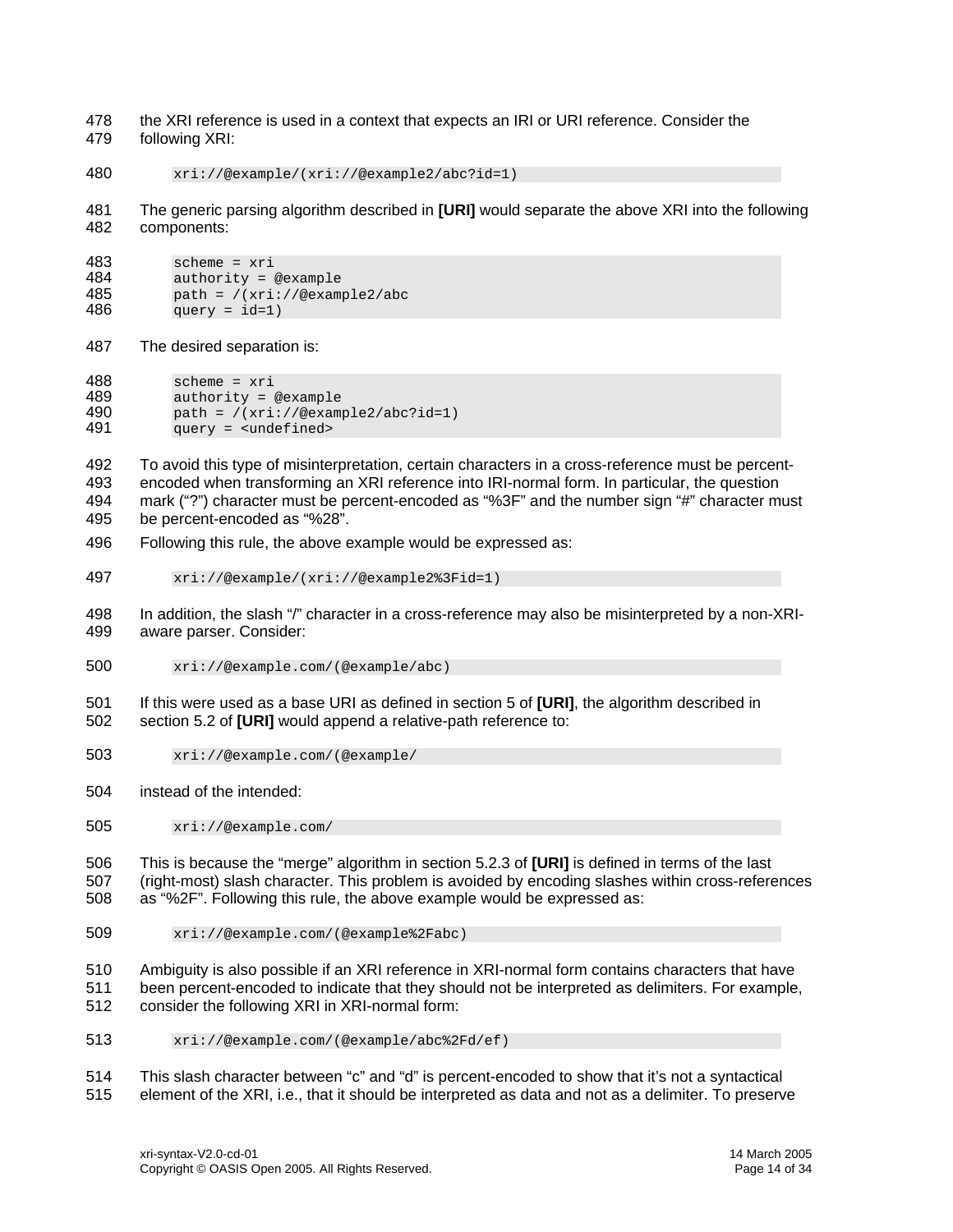the XRI reference is used in a context that expects an IRI or URI reference. Consider the following XRI:

```
xri://@example/(xri://@example2/abc?id=1)
```

The generic parsing algorithm described in **[URI]** would separate the above XRI into the following components:

```
scheme = xri
authority = @example
path = /(xri://@example2/abc
query = id=1)
```

The desired separation is:

```
scheme = xri
authority = @example
path = /(xri://@example2/abc?id=1)
query = <undefined>
```

To avoid this type of misinterpretation, certain characters in a cross-reference must be percent-encoded when transforming an XRI reference into IRI-normal form. In particular, the question mark ("?") character must be percent-encoded as "%3F" and the number sign "#" character must be percent-encoded as "%28".

Following this rule, the above example would be expressed as:

```
xri://@example/(xri://@example2%3Fid=1)
```

In addition, the slash "/" character in a cross-reference may also be misinterpreted by a non-XRI-aware parser. Consider:

```
xri://@example.com/(@example/abc)
```

If this were used as a base URI as defined in section 5 of **[URI]**, the algorithm described in section 5.2 of **[URI]** would append a relative-path reference to:

```
xri://@example.com/(@example/
```

instead of the intended:

```
xri://@example.com/
```

This is because the "merge" algorithm in section 5.2.3 of **[URI]** is defined in terms of the last (right-most) slash character. This problem is avoided by encoding slashes within cross-references as "%2F". Following this rule, the above example would be expressed as:

```
xri://@example.com/(@example%2Fabc)
```

Ambiguity is also possible if an XRI reference in XRI-normal form contains characters that have been percent-encoded to indicate that they should not be interpreted as delimiters. For example, consider the following XRI in XRI-normal form:

```
xri://@example.com/(@example/abc%2Fd/ef)
```

This slash character between "c" and "d" is percent-encoded to show that it's not a syntactical element of the XRI, i.e., that it should be interpreted as data and not as a delimiter. To preserve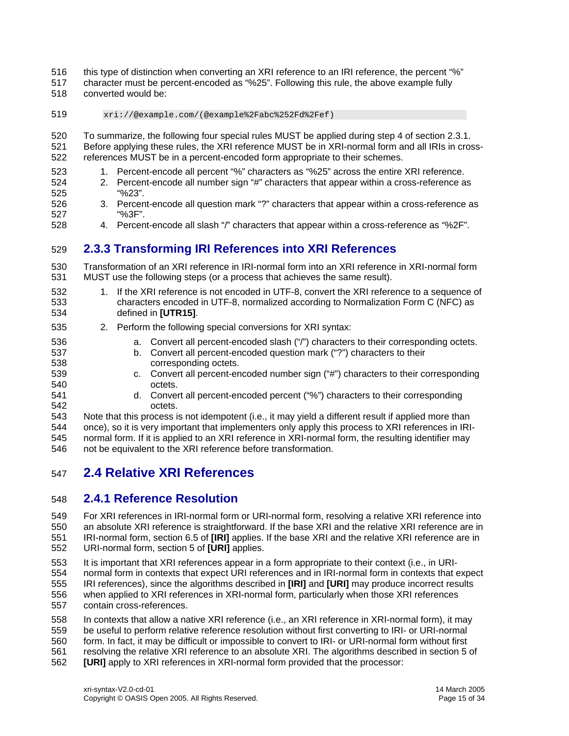this type of distinction when converting an XRI reference to an IRI reference, the percent "%" character must be percent-encoded as "%25". Following this rule, the above example fully converted would be:

```
xri://@example.com/(@example%2Fabc%252Fd%2Fef)
```

To summarize, the following four special rules MUST be applied during step 4 of section 2.3.1. Before applying these rules, the XRI reference MUST be in XRI-normal form and all IRIs in cross-references MUST be in a percent-encoded form appropriate to their schemes.

1. Percent-encode all percent "%" characters as "%25" across the entire XRI reference.
2. Percent-encode all number sign "#" characters that appear within a cross-reference as "%23".
3. Percent-encode all question mark "?" characters that appear within a cross-reference as "%3F".
4. Percent-encode all slash "/" characters that appear within a cross-reference as "%2F".

### 2.3.3 Transforming IRI References into XRI References

Transformation of an XRI reference in IRI-normal form into an XRI reference in XRI-normal form MUST use the following steps (or a process that achieves the same result).

1. If the XRI reference is not encoded in UTF-8, convert the XRI reference to a sequence of characters encoded in UTF-8, normalized according to Normalization Form C (NFC) as defined in **[UTR15]**.
2. Perform the following special conversions for XRI syntax:
   a. Convert all percent-encoded slash ("/") characters to their corresponding octets.
   b. Convert all percent-encoded question mark ("?") characters to their corresponding octets.
   c. Convert all percent-encoded number sign ("#") characters to their corresponding octets.
   d. Convert all percent-encoded percent ("%") characters to their corresponding octets.

Note that this process is not idempotent (i.e., it may yield a different result if applied more than once), so it is very important that implementers only apply this process to XRI references in IRI-normal form. If it is applied to an XRI reference in XRI-normal form, the resulting identifier may not be equivalent to the XRI reference before transformation.

## 2.4 Relative XRI References

### 2.4.1 Reference Resolution

For XRI references in IRI-normal form or URI-normal form, resolving a relative XRI reference into an absolute XRI reference is straightforward. If the base XRI and the relative XRI reference are in IRI-normal form, section 6.5 of **[IRI]** applies. If the base XRI and the relative XRI reference are in URI-normal form, section 5 of **[URI]** applies.

It is important that XRI references appear in a form appropriate to their context (i.e., in URI-normal form in contexts that expect URI references and in IRI-normal form in contexts that expect IRI references), since the algorithms described in **[IRI]** and **[URI]** may produce incorrect results when applied to XRI references in XRI-normal form, particularly when those XRI references contain cross-references.

In contexts that allow a native XRI reference (i.e., an XRI reference in XRI-normal form), it may be useful to perform relative reference resolution without first converting to IRI- or URI-normal form. In fact, it may be difficult or impossible to convert to IRI- or URI-normal form without first resolving the relative XRI reference to an absolute XRI. The algorithms described in section 5 of **[URI]** apply to XRI references in XRI-normal form provided that the processor: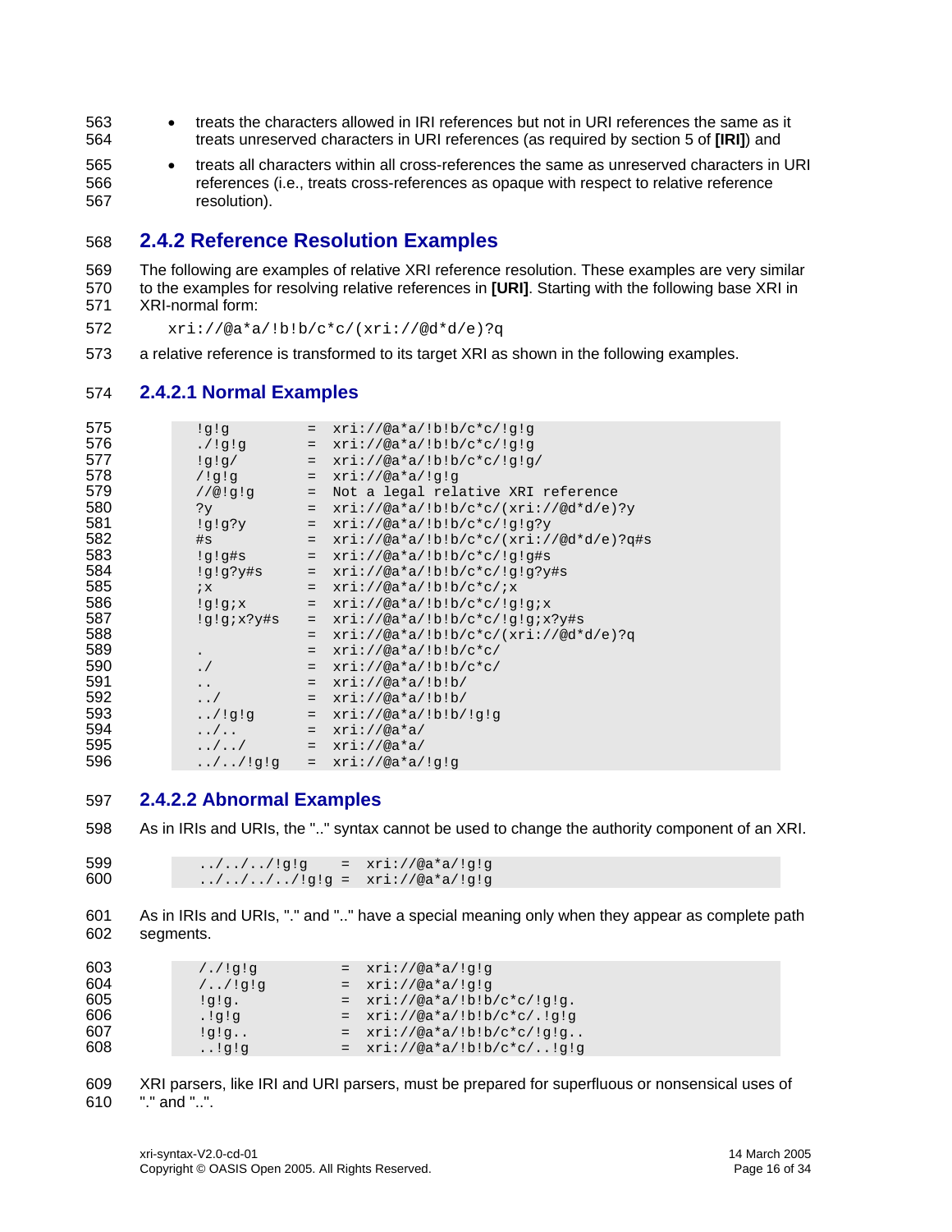- treats the characters allowed in IRI references but not in URI references the same as it treats unreserved characters in URI references (as required by section 5 of **[IRI]**) and
- treats all characters within all cross-references the same as unreserved characters in URI references (i.e., treats cross-references as opaque with respect to relative reference resolution).

### 2.4.2 Reference Resolution Examples

The following are examples of relative XRI reference resolution. These examples are very similar to the examples for resolving relative references in **[URI]**. Starting with the following base XRI in XRI-normal form:

```
xri://@a*a/!b!b/c*c/(xri://@d*d/e)?q
```

a relative reference is transformed to its target XRI as shown in the following examples.

#### 2.4.2.1 Normal Examples

```
!g!g          =  xri://@a*a/!b!b/c*c/!g!g
./!g!g        =  xri://@a*a/!b!b/c*c/!g!g
!g!g/         =  xri://@a*a/!b!b/c*c/!g!g/
/!g!g         =  xri://@a*a/!g!g
//@!g!g       =  Not a legal relative XRI reference
?y            =  xri://@a*a/!b!b/c*c/(xri://@d*d/e)?y
!g!g?y        =  xri://@a*a/!b!b/c*c/!g!g?y
#s            =  xri://@a*a/!b!b/c*c/(xri://@d*d/e)?q#s
!g!g#s        =  xri://@a*a/!b!b/c*c/!g!g#s
!g!g?y#s      =  xri://@a*a/!b!b/c*c/!g!g?y#s
;x            =  xri://@a*a/!b!b/c*c/;x
!g!g;x        =  xri://@a*a/!b!b/c*c/!g!g;x
!g!g;x?y#s    =  xri://@a*a/!b!b/c*c/!g!g;x?y#s
              =  xri://@a*a/!b!b/c*c/(xri://@d*d/e)?q
.             =  xri://@a*a/!b!b/c*c/
./            =  xri://@a*a/!b!b/c*c/
..            =  xri://@a*a/!b!b/
../           =  xri://@a*a/!b!b/
../!g!g       =  xri://@a*a/!b!b/!g!g
../..         =  xri://@a*a/
../../        =  xri://@a*a/
../../!g!g    =  xri://@a*a/!g!g
```

#### 2.4.2.2 Abnormal Examples

As in IRIs and URIs, the ".." syntax cannot be used to change the authority component of an XRI.

```
../../../!g!g    =  xri://@a*a/!g!g
../../../../!g!g =  xri://@a*a/!g!g
```

As in IRIs and URIs, "." and ".." have a special meaning only when they appear as complete path segments.

```
/./!g!g          =  xri://@a*a/!g!g
/../!g!g         =  xri://@a*a/!g!g
!g!g.            =  xri://@a*a/!b!b/c*c/!g!g.
.!g!g            =  xri://@a*a/!b!b/c*c/.!g!g
!g!g..           =  xri://@a*a/!b!b/c*c/!g!g..
..!g!g           =  xri://@a*a/!b!b/c*c/..!g!g
```

XRI parsers, like IRI and URI parsers, must be prepared for superfluous or nonsensical uses of "." and "..".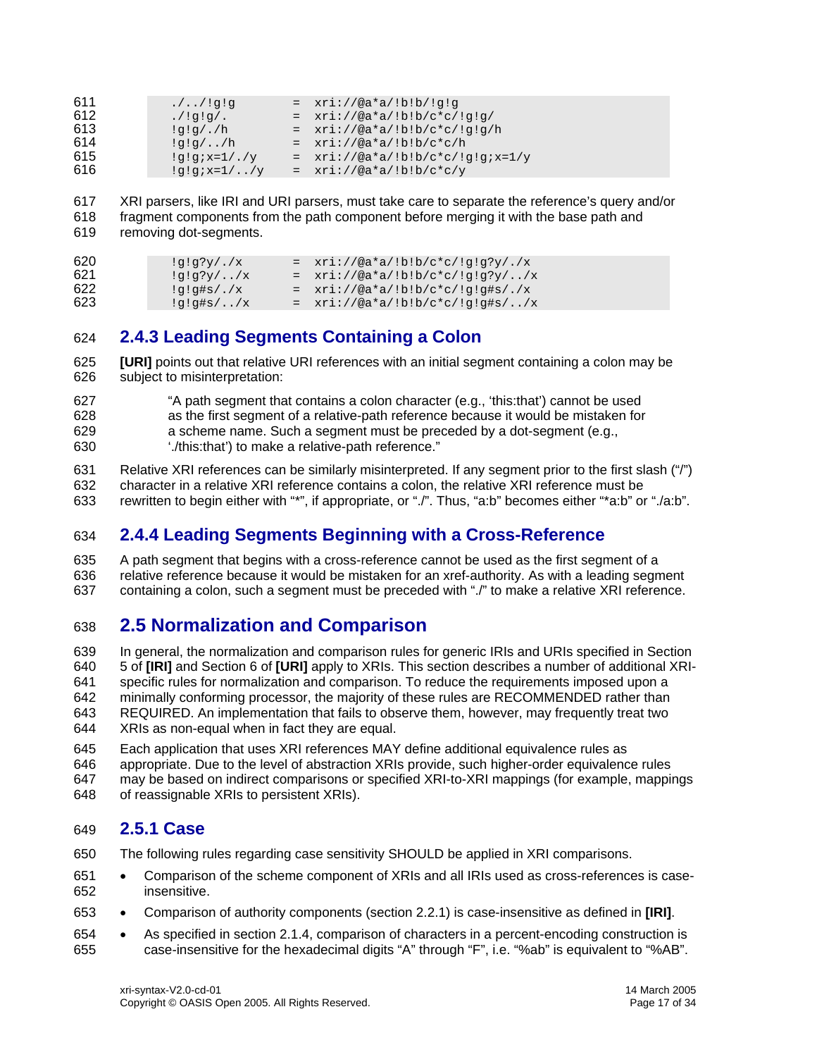```
./../!g!g        =  xri://@a*a/!b!b/!g!g
./!g!g/.         =  xri://@a*a/!b!b/c*c/!g!g/
!g!g/./h         =  xri://@a*a/!b!b/c*c/!g!g/h
!g!g/../h        =  xri://@a*a/!b!b/c*c/h
!g!g;x=1/./y     =  xri://@a*a/!b!b/c*c/!g!g;x=1/y
!g!g;x=1/../y    =  xri://@a*a/!b!b/c*c/y
```

XRI parsers, like IRI and URI parsers, must take care to separate the reference's query and/or fragment components from the path component before merging it with the base path and removing dot-segments.

```
!g!g?y/./x       =  xri://@a*a/!b!b/c*c/!g!g?y/./x
!g!g?y/../x      =  xri://@a*a/!b!b/c*c/!g!g?y/../x
!g!g#s/./x       =  xri://@a*a/!b!b/c*c/!g!g#s/./x
!g!g#s/../x      =  xri://@a*a/!b!b/c*c/!g!g#s/../x
```

### 2.4.3 Leading Segments Containing a Colon

**[URI]** points out that relative URI references with an initial segment containing a colon may be subject to misinterpretation:

> "A path segment that contains a colon character (e.g., 'this:that') cannot be used as the first segment of a relative-path reference because it would be mistaken for a scheme name. Such a segment must be preceded by a dot-segment (e.g., './this:that') to make a relative-path reference."

Relative XRI references can be similarly misinterpreted. If any segment prior to the first slash ("/") character in a relative XRI reference contains a colon, the relative XRI reference must be rewritten to begin either with "*", if appropriate, or "./". Thus, "a:b" becomes either "*a:b" or "./a:b".

### 2.4.4 Leading Segments Beginning with a Cross-Reference

A path segment that begins with a cross-reference cannot be used as the first segment of a relative reference because it would be mistaken for an xref-authority. As with a leading segment containing a colon, such a segment must be preceded with "./" to make a relative XRI reference.

## 2.5 Normalization and Comparison

In general, the normalization and comparison rules for generic IRIs and URIs specified in Section 5 of **[IRI]** and Section 6 of **[URI]** apply to XRIs. This section describes a number of additional XRI-specific rules for normalization and comparison. To reduce the requirements imposed upon a minimally conforming processor, the majority of these rules are RECOMMENDED rather than REQUIRED. An implementation that fails to observe them, however, may frequently treat two XRIs as non-equal when in fact they are equal.

Each application that uses XRI references MAY define additional equivalence rules as appropriate. Due to the level of abstraction XRIs provide, such higher-order equivalence rules may be based on indirect comparisons or specified XRI-to-XRI mappings (for example, mappings of reassignable XRIs to persistent XRIs).

### 2.5.1 Case

The following rules regarding case sensitivity SHOULD be applied in XRI comparisons.

- Comparison of the scheme component of XRIs and all IRIs used as cross-references is case-insensitive.
- Comparison of authority components (section 2.2.1) is case-insensitive as defined in **[IRI]**.
- As specified in section 2.1.4, comparison of characters in a percent-encoding construction is case-insensitive for the hexadecimal digits "A" through "F", i.e. "%ab" is equivalent to "%AB".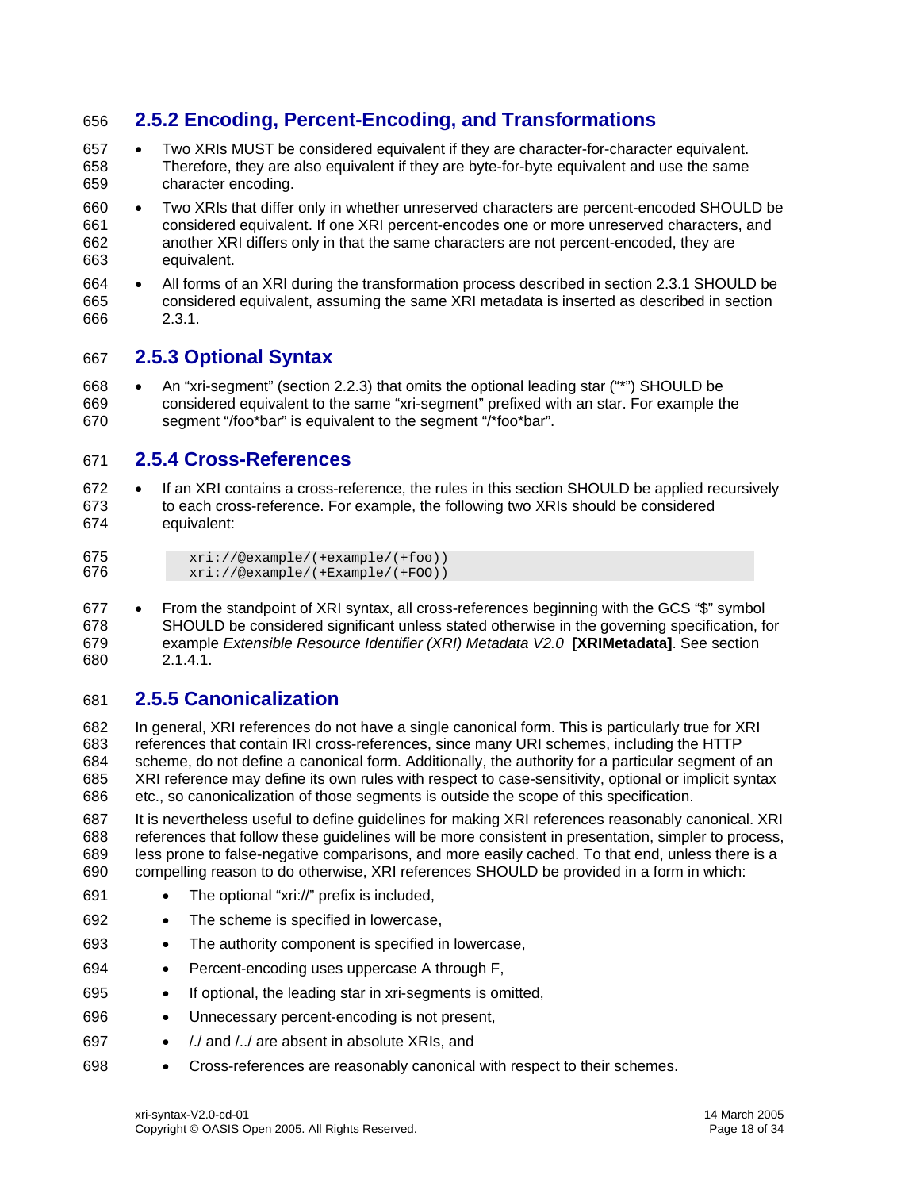### 2.5.2 Encoding, Percent-Encoding, and Transformations

- Two XRIs MUST be considered equivalent if they are character-for-character equivalent. Therefore, they are also equivalent if they are byte-for-byte equivalent and use the same character encoding.
- Two XRIs that differ only in whether unreserved characters are percent-encoded SHOULD be considered equivalent. If one XRI percent-encodes one or more unreserved characters, and another XRI differs only in that the same characters are not percent-encoded, they are equivalent.
- All forms of an XRI during the transformation process described in section 2.3.1 SHOULD be considered equivalent, assuming the same XRI metadata is inserted as described in section 2.3.1.

### 2.5.3 Optional Syntax

- An "xri-segment" (section 2.2.3) that omits the optional leading star ("*") SHOULD be considered equivalent to the same "xri-segment" prefixed with an star. For example the segment "/foo*bar" is equivalent to the segment "/*foo*bar".

### 2.5.4 Cross-References

- If an XRI contains a cross-reference, the rules in this section SHOULD be applied recursively to each cross-reference. For example, the following two XRIs should be considered equivalent:

```
xri://@example/(+example/(+foo))
xri://@example/(+Example/(+FOO))
```

- From the standpoint of XRI syntax, all cross-references beginning with the GCS "$" symbol SHOULD be considered significant unless stated otherwise in the governing specification, for example *Extensible Resource Identifier (XRI) Metadata V2.0* **[XRIMetadata]**. See section 2.1.4.1.

### 2.5.5 Canonicalization

In general, XRI references do not have a single canonical form. This is particularly true for XRI references that contain IRI cross-references, since many URI schemes, including the HTTP scheme, do not define a canonical form. Additionally, the authority for a particular segment of an XRI reference may define its own rules with respect to case-sensitivity, optional or implicit syntax etc., so canonicalization of those segments is outside the scope of this specification.

It is nevertheless useful to define guidelines for making XRI references reasonably canonical. XRI references that follow these guidelines will be more consistent in presentation, simpler to process, less prone to false-negative comparisons, and more easily cached. To that end, unless there is a compelling reason to do otherwise, XRI references SHOULD be provided in a form in which:

- The optional "xri://" prefix is included,
- The scheme is specified in lowercase,
- The authority component is specified in lowercase,
- Percent-encoding uses uppercase A through F,
- If optional, the leading star in xri-segments is omitted,
- Unnecessary percent-encoding is not present,
- /./ and /../ are absent in absolute XRIs, and
- Cross-references are reasonably canonical with respect to their schemes.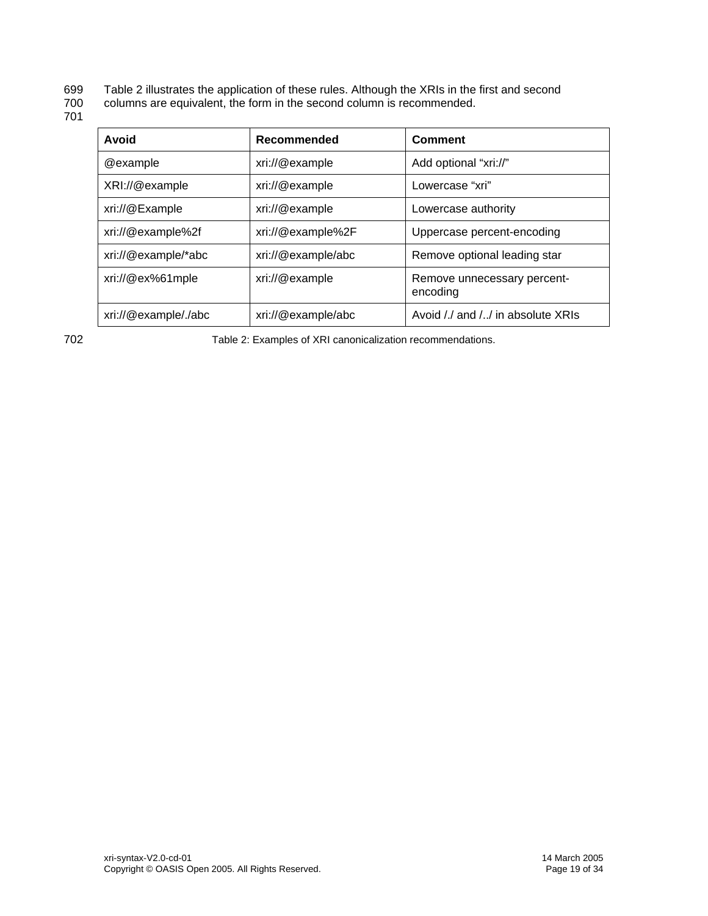Table 2 illustrates the application of these rules. Although the XRIs in the first and second columns are equivalent, the form in the second column is recommended.

| Avoid | Recommended | Comment |
| --- | --- | --- |
| @example | xri://@example | Add optional "xri://" |
| XRI://@example | xri://@example | Lowercase "xri" |
| xri://@Example | xri://@example | Lowercase authority |
| xri://@example%2f | xri://@example%2F | Uppercase percent-encoding |
| xri://@example/*abc | xri://@example/abc | Remove optional leading star |
| xri://@ex%61mple | xri://@example | Remove unnecessary percent-encoding |
| xri://@example/./abc | xri://@example/abc | Avoid /./ and /../ in absolute XRIs |

Table 2: Examples of XRI canonicalization recommendations.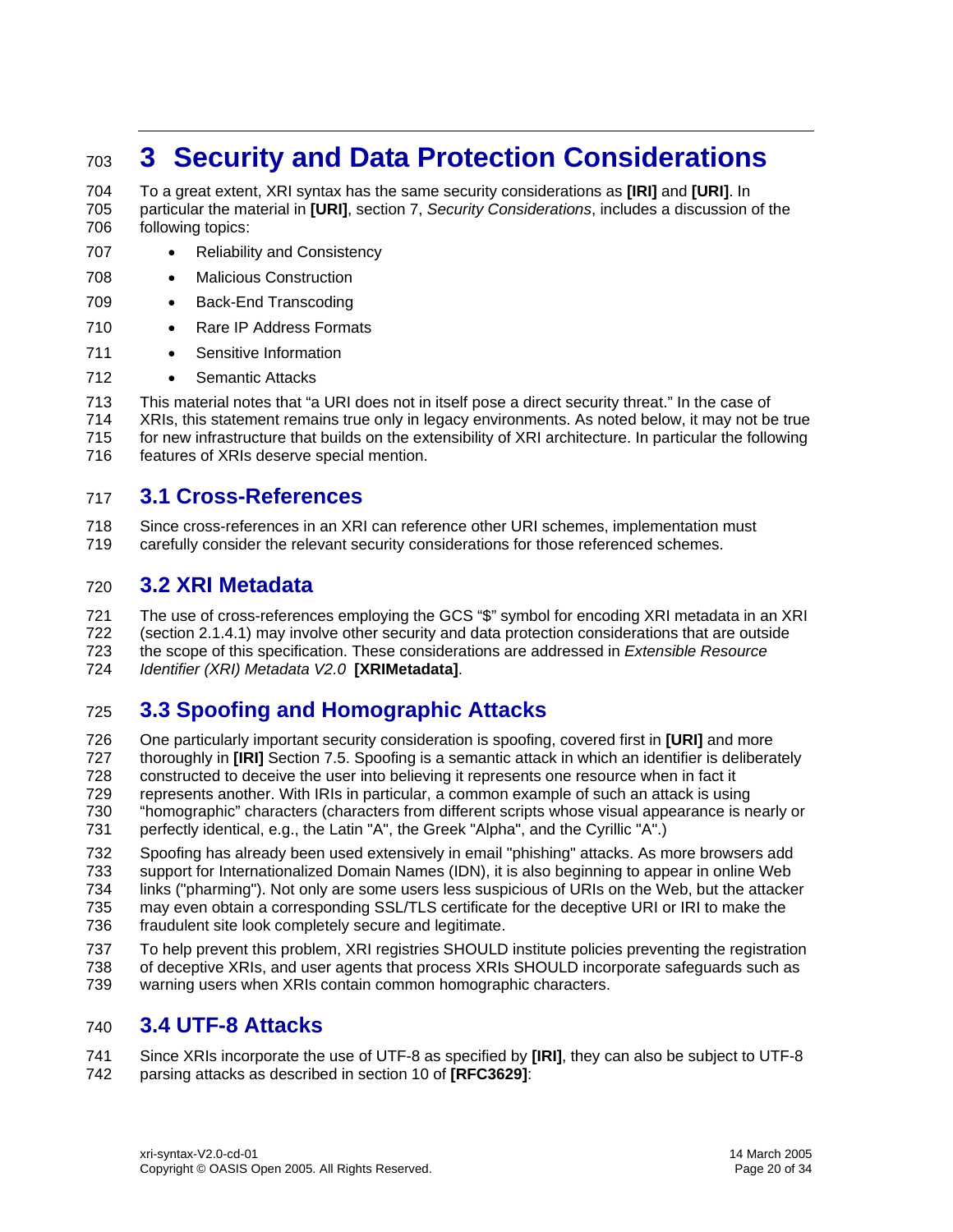# 3 Security and Data Protection Considerations

To a great extent, XRI syntax has the same security considerations as **[IRI]** and **[URI]**. In particular the material in **[URI]**, section 7, *Security Considerations*, includes a discussion of the following topics:

- Reliability and Consistency
- Malicious Construction
- Back-End Transcoding
- Rare IP Address Formats
- Sensitive Information
- Semantic Attacks

This material notes that "a URI does not in itself pose a direct security threat." In the case of XRIs, this statement remains true only in legacy environments. As noted below, it may not be true for new infrastructure that builds on the extensibility of XRI architecture. In particular the following features of XRIs deserve special mention.

## 3.1 Cross-References

Since cross-references in an XRI can reference other URI schemes, implementation must carefully consider the relevant security considerations for those referenced schemes.

## 3.2 XRI Metadata

The use of cross-references employing the GCS "$" symbol for encoding XRI metadata in an XRI (section 2.1.4.1) may involve other security and data protection considerations that are outside the scope of this specification. These considerations are addressed in *Extensible Resource Identifier (XRI) Metadata V2.0* **[XRIMetadata]**.

## 3.3 Spoofing and Homographic Attacks

One particularly important security consideration is spoofing, covered first in **[URI]** and more thoroughly in **[IRI]** Section 7.5. Spoofing is a semantic attack in which an identifier is deliberately constructed to deceive the user into believing it represents one resource when in fact it represents another. With IRIs in particular, a common example of such an attack is using "homographic" characters (characters from different scripts whose visual appearance is nearly or perfectly identical, e.g., the Latin "A", the Greek "Alpha", and the Cyrillic "A".)

Spoofing has already been used extensively in email "phishing" attacks. As more browsers add support for Internationalized Domain Names (IDN), it is also beginning to appear in online Web links ("pharming"). Not only are some users less suspicious of URIs on the Web, but the attacker may even obtain a corresponding SSL/TLS certificate for the deceptive URI or IRI to make the fraudulent site look completely secure and legitimate.

To help prevent this problem, XRI registries SHOULD institute policies preventing the registration of deceptive XRIs, and user agents that process XRIs SHOULD incorporate safeguards such as warning users when XRIs contain common homographic characters.

## 3.4 UTF-8 Attacks

Since XRIs incorporate the use of UTF-8 as specified by **[IRI]**, they can also be subject to UTF-8 parsing attacks as described in section 10 of **[RFC3629]**: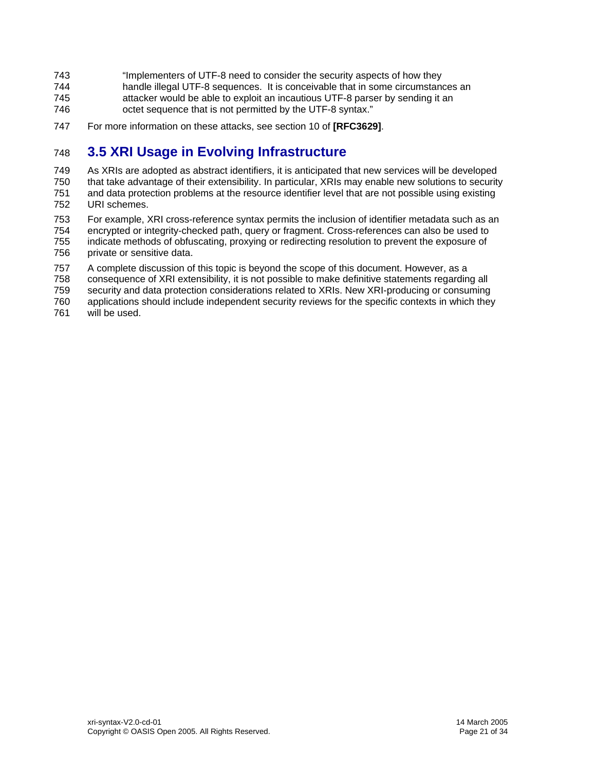> "Implementers of UTF-8 need to consider the security aspects of how they handle illegal UTF-8 sequences. It is conceivable that in some circumstances an attacker would be able to exploit an incautious UTF-8 parser by sending it an octet sequence that is not permitted by the UTF-8 syntax."

For more information on these attacks, see section 10 of **[RFC3629]**.

## 3.5 XRI Usage in Evolving Infrastructure

As XRIs are adopted as abstract identifiers, it is anticipated that new services will be developed that take advantage of their extensibility. In particular, XRIs may enable new solutions to security and data protection problems at the resource identifier level that are not possible using existing URI schemes.

For example, XRI cross-reference syntax permits the inclusion of identifier metadata such as an encrypted or integrity-checked path, query or fragment. Cross-references can also be used to indicate methods of obfuscating, proxying or redirecting resolution to prevent the exposure of private or sensitive data.

A complete discussion of this topic is beyond the scope of this document. However, as a consequence of XRI extensibility, it is not possible to make definitive statements regarding all security and data protection considerations related to XRIs. New XRI-producing or consuming applications should include independent security reviews for the specific contexts in which they will be used.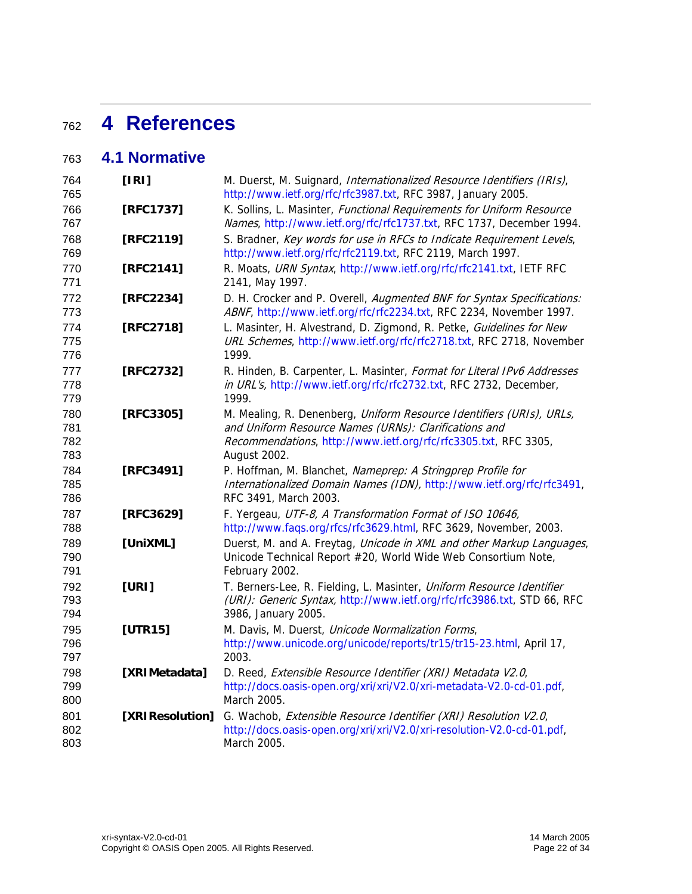# 4 References

## 4.1 Normative

**[IRI]** M. Duerst, M. Suignard, *Internationalized Resource Identifiers (IRIs)*, http://www.ietf.org/rfc/rfc3987.txt, RFC 3987, January 2005.

**[RFC1737]** K. Sollins, L. Masinter, *Functional Requirements for Uniform Resource Names*, http://www.ietf.org/rfc/rfc1737.txt, RFC 1737, December 1994.

**[RFC2119]** S. Bradner, *Key words for use in RFCs to Indicate Requirement Levels*, http://www.ietf.org/rfc/rfc2119.txt, RFC 2119, March 1997.

**[RFC2141]** R. Moats, *URN Syntax*, http://www.ietf.org/rfc/rfc2141.txt, IETF RFC 2141, May 1997.

**[RFC2234]** D. H. Crocker and P. Overell, *Augmented BNF for Syntax Specifications: ABNF*, http://www.ietf.org/rfc/rfc2234.txt, RFC 2234, November 1997.

**[RFC2718]** L. Masinter, H. Alvestrand, D. Zigmond, R. Petke, *Guidelines for New URL Schemes*, http://www.ietf.org/rfc/rfc2718.txt, RFC 2718, November 1999.

**[RFC2732]** R. Hinden, B. Carpenter, L. Masinter, *Format for Literal IPv6 Addresses in URL's,* http://www.ietf.org/rfc/rfc2732.txt, RFC 2732, December, 1999.

**[RFC3305]** M. Mealing, R. Denenberg, *Uniform Resource Identifiers (URIs), URLs, and Uniform Resource Names (URNs): Clarifications and Recommendations*, http://www.ietf.org/rfc/rfc3305.txt, RFC 3305, August 2002.

**[RFC3491]** P. Hoffman, M. Blanchet, *Nameprep: A Stringprep Profile for Internationalized Domain Names (IDN),* http://www.ietf.org/rfc/rfc3491, RFC 3491, March 2003.

**[RFC3629]** F. Yergeau, *UTF-8, A Transformation Format of ISO 10646,* http://www.faqs.org/rfcs/rfc3629.html, RFC 3629, November, 2003.

**[UniXML]** Duerst, M. and A. Freytag, *Unicode in XML and other Markup Languages*, Unicode Technical Report #20, World Wide Web Consortium Note, February 2002.

**[URI]** T. Berners-Lee, R. Fielding, L. Masinter, *Uniform Resource Identifier (URI): Generic Syntax,* http://www.ietf.org/rfc/rfc3986.txt, STD 66, RFC 3986, January 2005.

**[UTR15]** M. Davis, M. Duerst, *Unicode Normalization Forms*, http://www.unicode.org/unicode/reports/tr15/tr15-23.html, April 17, 2003.

**[XRIMetadata]** D. Reed, *Extensible Resource Identifier (XRI) Metadata V2.0*, http://docs.oasis-open.org/xri/xri/V2.0/xri-metadata-V2.0-cd-01.pdf, March 2005.

**[XRIResolution]** G. Wachob, *Extensible Resource Identifier (XRI) Resolution V2.0*, http://docs.oasis-open.org/xri/xri/V2.0/xri-resolution-V2.0-cd-01.pdf, March 2005.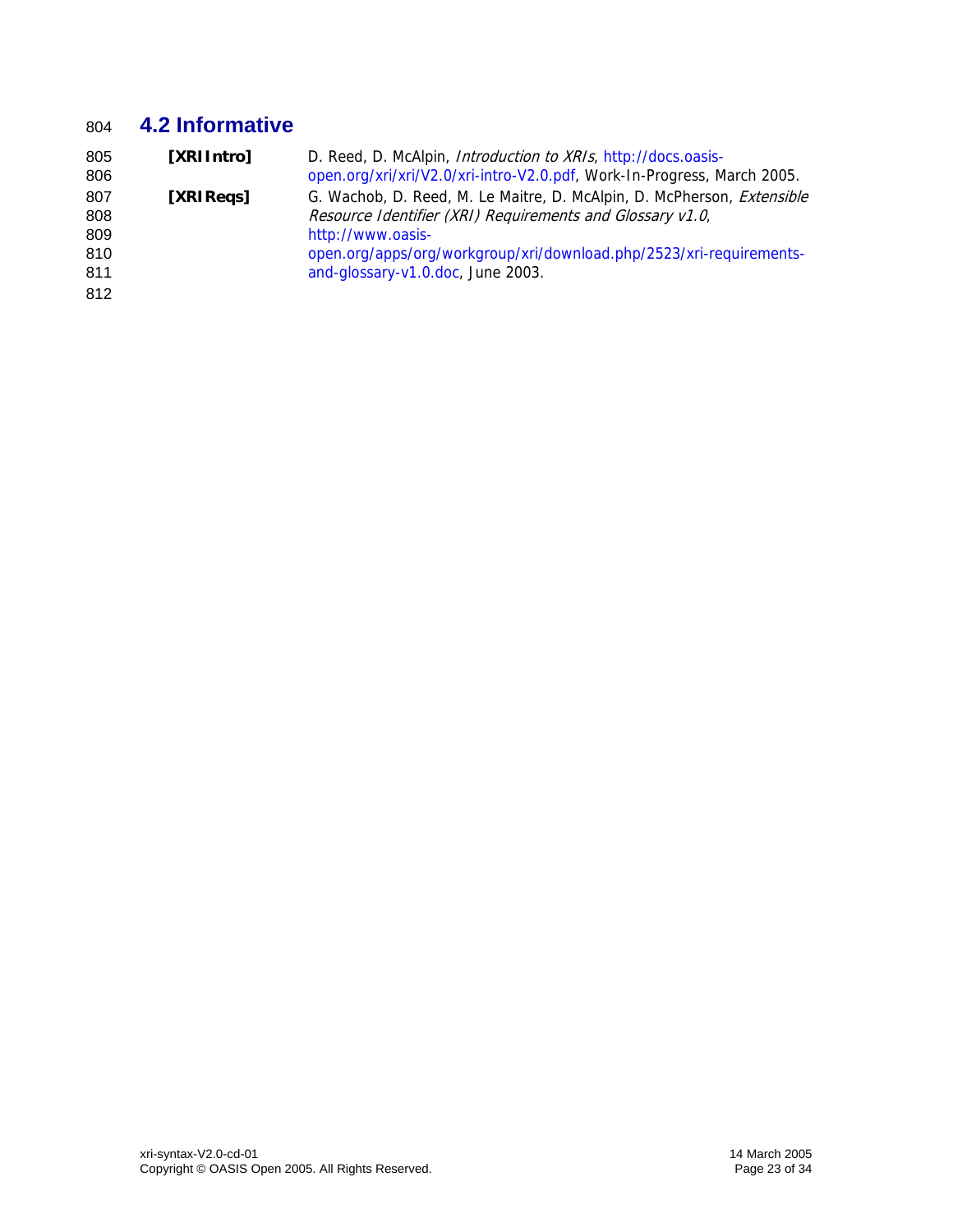## 4.2 Informative

**[XRIIntro]** D. Reed, D. McAlpin, *Introduction to XRIs*, http://docs.oasis-open.org/xri/xri/V2.0/xri-intro-V2.0.pdf, Work-In-Progress, March 2005.

**[XRIReqs]** G. Wachob, D. Reed, M. Le Maitre, D. McAlpin, D. McPherson, *Extensible Resource Identifier (XRI) Requirements and Glossary v1.0*, http://www.oasis-open.org/apps/org/workgroup/xri/download.php/2523/xri-requirements-and-glossary-v1.0.doc, June 2003.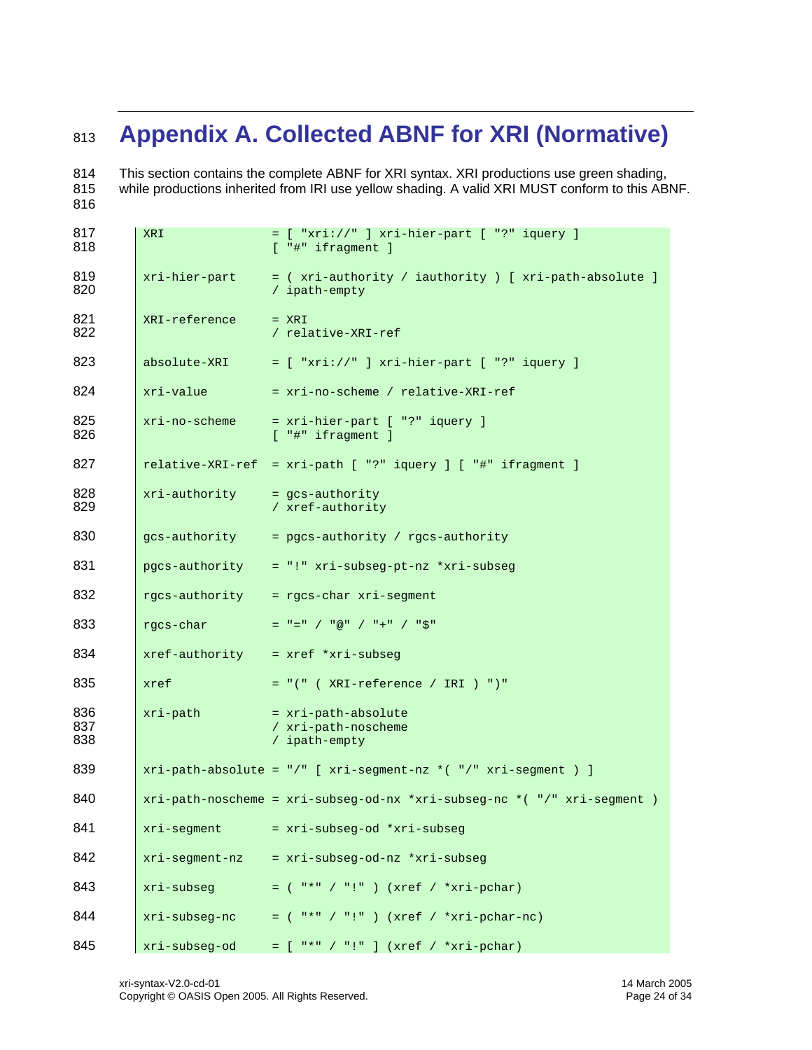# Appendix A. Collected ABNF for XRI (Normative)

This section contains the complete ABNF for XRI syntax. XRI productions use green shading, while productions inherited from IRI use yellow shading. A valid XRI MUST conform to this ABNF.

```
XRI               = [ "xri://" ] xri-hier-part [ "?" iquery ]
                    [ "#" ifragment ]

xri-hier-part     = ( xri-authority / iauthority ) [ xri-path-absolute ]
                    / ipath-empty

XRI-reference     = XRI
                    / relative-XRI-ref

absolute-XRI      = [ "xri://" ] xri-hier-part [ "?" iquery ]

xri-value         = xri-no-scheme / relative-XRI-ref

xri-no-scheme     = xri-hier-part [ "?" iquery ]
                    [ "#" ifragment ]

relative-XRI-ref  = xri-path [ "?" iquery ] [ "#" ifragment ]

xri-authority     = gcs-authority
                    / xref-authority

gcs-authority     = pgcs-authority / rgcs-authority

pgcs-authority    = "!" xri-subseg-pt-nz *xri-subseg

rgcs-authority    = rgcs-char xri-segment

rgcs-char         = "=" / "@" / "+" / "$"

xref-authority    = xref *xri-subseg

xref              = "(" ( XRI-reference / IRI ) ")"

xri-path          = xri-path-absolute
                    / xri-path-noscheme
                    / ipath-empty

xri-path-absolute = "/" [ xri-segment-nz *( "/" xri-segment ) ]

xri-path-noscheme = xri-subseg-od-nx *xri-subseg-nc *( "/" xri-segment )

xri-segment       = xri-subseg-od *xri-subseg

xri-segment-nz    = xri-subseg-od-nz *xri-subseg

xri-subseg        = ( "*" / "!" ) (xref / *xri-pchar)

xri-subseg-nc     = ( "*" / "!" ) (xref / *xri-pchar-nc)

xri-subseg-od     = [ "*" / "!" ] (xref / *xri-pchar)
```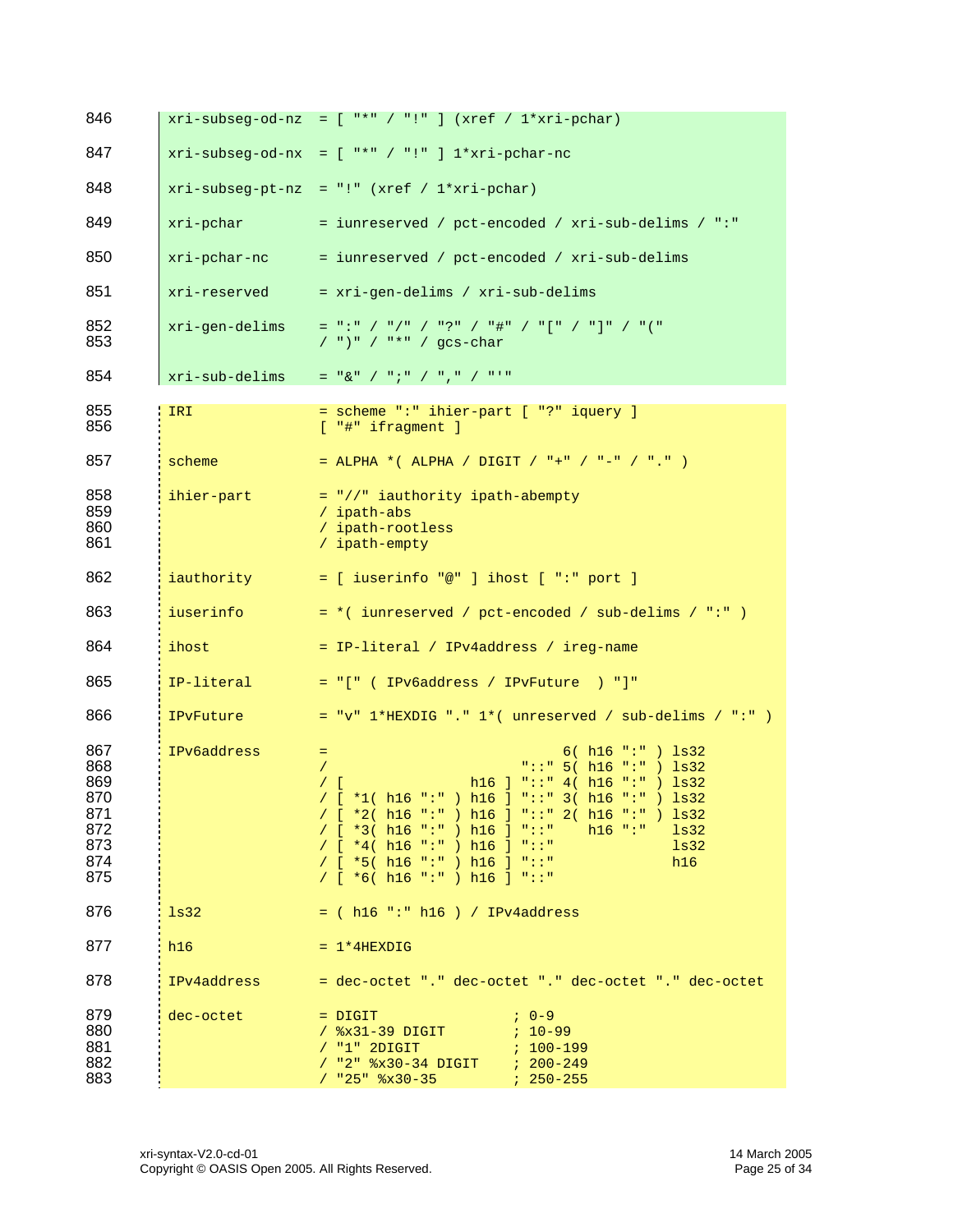```
846   xri-subseg-od-nz  = [ "*" / "!" ] (xref / 1*xri-pchar)

847   xri-subseg-od-nx  = [ "*" / "!" ] 1*xri-pchar-nc

848   xri-subseg-pt-nz  = "!" (xref / 1*xri-pchar)

849   xri-pchar         = iunreserved / pct-encoded / xri-sub-delims / ":"

850   xri-pchar-nc      = iunreserved / pct-encoded / xri-sub-delims

851   xri-reserved      = xri-gen-delims / xri-sub-delims

852   xri-gen-delims    = ":" / "/" / "?" / "#" / "[" / "]" / "("
853                     / ")" / "*" / gcs-char

854   xri-sub-delims    = "&" / ";" / "," / "'"

855   IRI               = scheme ":" ihier-part [ "?" iquery ]
856                     [ "#" ifragment ]

857   scheme            = ALPHA *( ALPHA / DIGIT / "+" / "-" / "." )

858   ihier-part        = "//" iauthority ipath-abempty
859                     / ipath-abs
860                     / ipath-rootless
861                     / ipath-empty

862   iauthority        = [ iuserinfo "@" ] ihost [ ":" port ]

863   iuserinfo         = *( iunreserved / pct-encoded / sub-delims / ":" )

864   ihost             = IP-literal / IPv4address / ireg-name

865   IP-literal        = "[" ( IPv6address / IPvFuture  ) "]"

866   IPvFuture         = "v" 1*HEXDIG "." 1*( unreserved / sub-delims / ":" )

867   IPv6address       =                            6( h16 ":" ) ls32
868                     /                       "::" 5( h16 ":" ) ls32
869                     / [               h16 ] "::" 4( h16 ":" ) ls32
870                     / [ *1( h16 ":" ) h16 ] "::" 3( h16 ":" ) ls32
871                     / [ *2( h16 ":" ) h16 ] "::" 2( h16 ":" ) ls32
872                     / [ *3( h16 ":" ) h16 ] "::"    h16 ":"   ls32
873                     / [ *4( h16 ":" ) h16 ] "::"              ls32
874                     / [ *5( h16 ":" ) h16 ] "::"              h16
875                     / [ *6( h16 ":" ) h16 ] "::"

876   ls32              = ( h16 ":" h16 ) / IPv4address

877   h16               = 1*4HEXDIG

878   IPv4address       = dec-octet "." dec-octet "." dec-octet "." dec-octet

879   dec-octet         = DIGIT                 ; 0-9
880                     / %x31-39 DIGIT         ; 10-99
881                     / "1" 2DIGIT            ; 100-199
882                     / "2" %x30-34 DIGIT     ; 200-249
883                     / "25" %x30-35          ; 250-255
```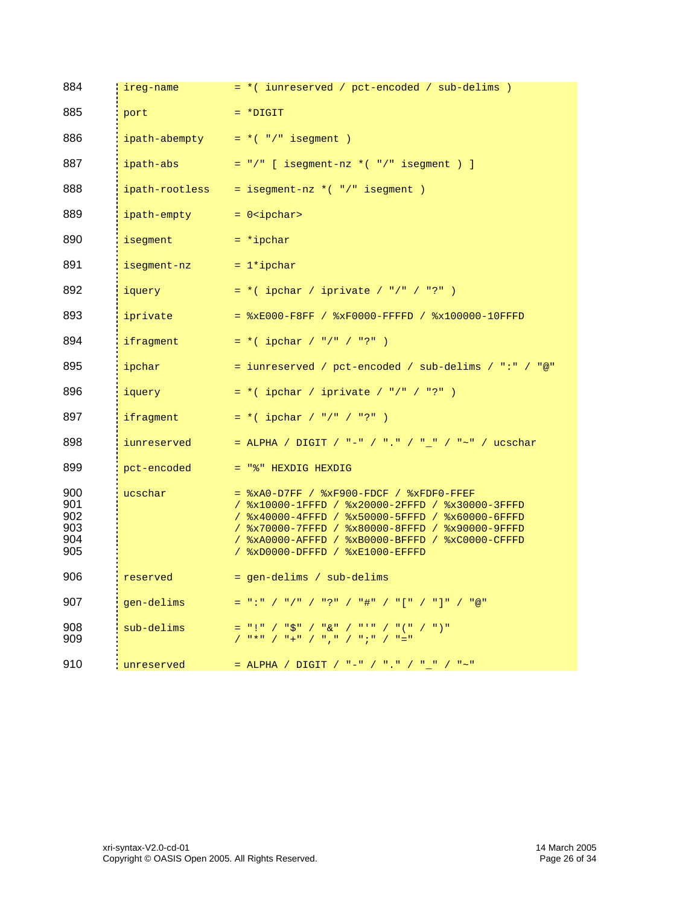```
ireg-name       = *( iunreserved / pct-encoded / sub-delims )

port            = *DIGIT

ipath-abempty   = *( "/" isegment )

ipath-abs       = "/" [ isegment-nz *( "/" isegment ) ]

ipath-rootless  = isegment-nz *( "/" isegment )

ipath-empty     = 0<ipchar>

isegment        = *ipchar

isegment-nz     = 1*ipchar

iquery          = *( ipchar / iprivate / "/" / "?" )

iprivate        = %xE000-F8FF / %xF0000-FFFFD / %x100000-10FFFD

ifragment       = *( ipchar / "/" / "?" )

ipchar          = iunreserved / pct-encoded / sub-delims / ":" / "@"

iquery          = *( ipchar / iprivate / "/" / "?" )

ifragment       = *( ipchar / "/" / "?" )

iunreserved     = ALPHA / DIGIT / "-" / "." / "_" / "~" / ucschar

pct-encoded     = "%" HEXDIG HEXDIG

ucschar         = %xA0-D7FF / %xF900-FDCF / %xFDF0-FFEF
                / %x10000-1FFFD / %x20000-2FFFD / %x30000-3FFFD
                / %x40000-4FFFD / %x50000-5FFFD / %x60000-6FFFD
                / %x70000-7FFFD / %x80000-8FFFD / %x90000-9FFFD
                / %xA0000-AFFFD / %xB0000-BFFFD / %xC0000-CFFFD
                / %xD0000-DFFFD / %xE1000-EFFFD

reserved        = gen-delims / sub-delims

gen-delims      = ":" / "/" / "?" / "#" / "[" / "]" / "@"

sub-delims      = "!" / "$" / "&" / "'" / "(" / ")"
                / "*" / "+" / "," / ";" / "="

unreserved      = ALPHA / DIGIT / "-" / "." / "_" / "~"
```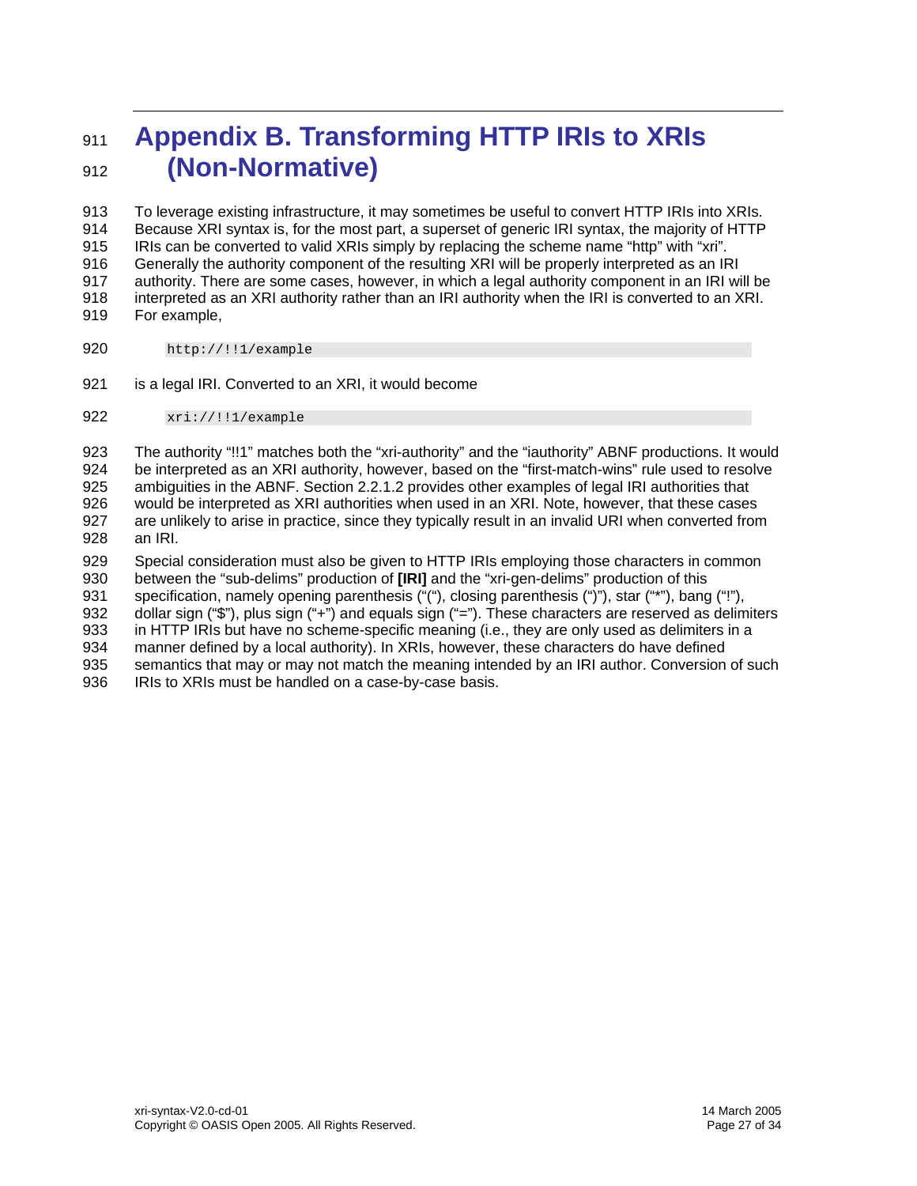# Appendix B. Transforming HTTP IRIs to XRIs (Non-Normative)

To leverage existing infrastructure, it may sometimes be useful to convert HTTP IRIs into XRIs. Because XRI syntax is, for the most part, a superset of generic IRI syntax, the majority of HTTP IRIs can be converted to valid XRIs simply by replacing the scheme name "http" with "xri". Generally the authority component of the resulting XRI will be properly interpreted as an IRI authority. There are some cases, however, in which a legal authority component in an IRI will be interpreted as an XRI authority rather than an IRI authority when the IRI is converted to an XRI. For example,

```
http://!!1/example
```

is a legal IRI. Converted to an XRI, it would become

```
xri://!!1/example
```

The authority "!!1" matches both the "xri-authority" and the "iauthority" ABNF productions. It would be interpreted as an XRI authority, however, based on the "first-match-wins" rule used to resolve ambiguities in the ABNF. Section 2.2.1.2 provides other examples of legal IRI authorities that would be interpreted as XRI authorities when used in an XRI. Note, however, that these cases are unlikely to arise in practice, since they typically result in an invalid URI when converted from an IRI.

Special consideration must also be given to HTTP IRIs employing those characters in common between the "sub-delims" production of **[IRI]** and the "xri-gen-delims" production of this specification, namely opening parenthesis ("("), closing parenthesis (")"), star ("*"), bang ("!"), dollar sign ("$"), plus sign ("+") and equals sign ("="). These characters are reserved as delimiters in HTTP IRIs but have no scheme-specific meaning (i.e., they are only used as delimiters in a manner defined by a local authority). In XRIs, however, these characters do have defined semantics that may or may not match the meaning intended by an IRI author. Conversion of such IRIs to XRIs must be handled on a case-by-case basis.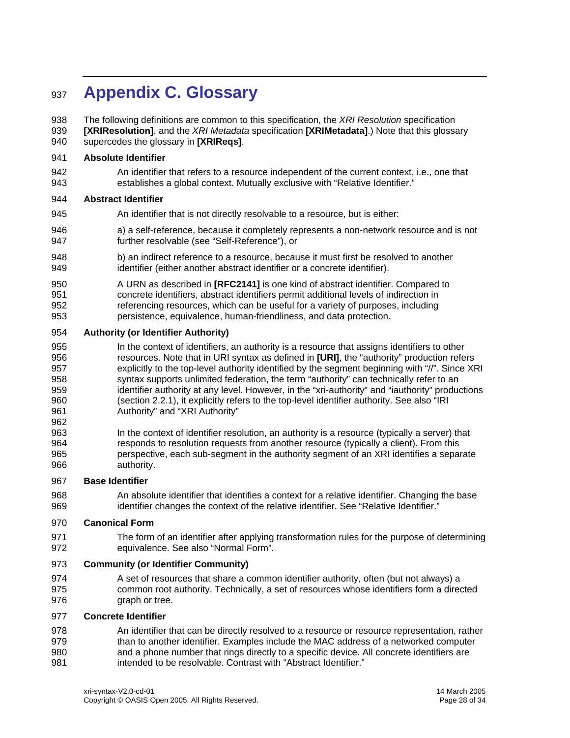# Appendix C. Glossary

The following definitions are common to this specification, the *XRI Resolution* specification **[XRIResolution]**, and the *XRI Metadata* specification **[XRIMetadata]**.) Note that this glossary supercedes the glossary in **[XRIReqs]**.

**Absolute Identifier**

An identifier that refers to a resource independent of the current context, i.e., one that establishes a global context. Mutually exclusive with "Relative Identifier."

**Abstract Identifier**

An identifier that is not directly resolvable to a resource, but is either:

a) a self-reference, because it completely represents a non-network resource and is not further resolvable (see "Self-Reference"), or

b) an indirect reference to a resource, because it must first be resolved to another identifier (either another abstract identifier or a concrete identifier).

A URN as described in **[RFC2141]** is one kind of abstract identifier. Compared to concrete identifiers, abstract identifiers permit additional levels of indirection in referencing resources, which can be useful for a variety of purposes, including persistence, equivalence, human-friendliness, and data protection.

**Authority (or Identifier Authority)**

In the context of identifiers, an authority is a resource that assigns identifiers to other resources. Note that in URI syntax as defined in **[URI]**, the "authority" production refers explicitly to the top-level authority identified by the segment beginning with "//". Since XRI syntax supports unlimited federation, the term "authority" can technically refer to an identifier authority at any level. However, in the "xri-authority" and "iauthority" productions (section 2.2.1), it explicitly refers to the top-level identifier authority. See also "IRI Authority" and "XRI Authority"

In the context of identifier resolution, an authority is a resource (typically a server) that responds to resolution requests from another resource (typically a client). From this perspective, each sub-segment in the authority segment of an XRI identifies a separate authority.

**Base Identifier**

An absolute identifier that identifies a context for a relative identifier. Changing the base identifier changes the context of the relative identifier. See "Relative Identifier."

**Canonical Form**

The form of an identifier after applying transformation rules for the purpose of determining equivalence. See also "Normal Form".

**Community (or Identifier Community)**

A set of resources that share a common identifier authority, often (but not always) a common root authority. Technically, a set of resources whose identifiers form a directed graph or tree.

**Concrete Identifier**

An identifier that can be directly resolved to a resource or resource representation, rather than to another identifier. Examples include the MAC address of a networked computer and a phone number that rings directly to a specific device. All concrete identifiers are intended to be resolvable. Contrast with "Abstract Identifier."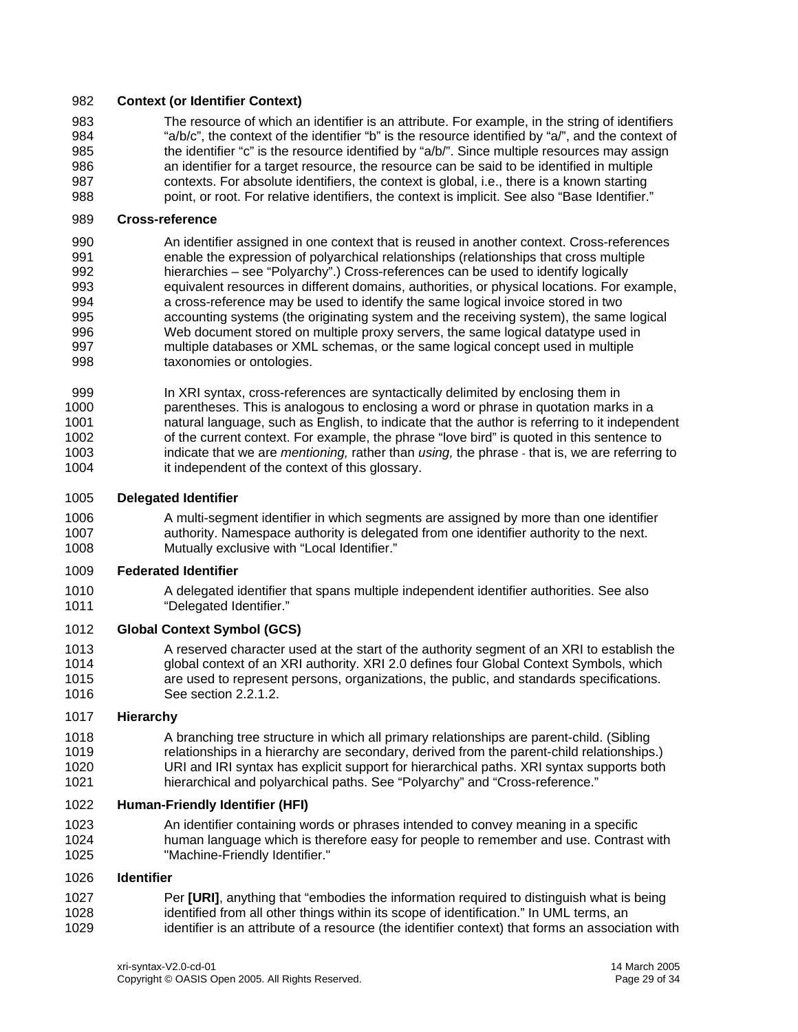**Context (or Identifier Context)**

The resource of which an identifier is an attribute. For example, in the string of identifiers "a/b/c", the context of the identifier "b" is the resource identified by "a/", and the context of the identifier "c" is the resource identified by "a/b/". Since multiple resources may assign an identifier for a target resource, the resource can be said to be identified in multiple contexts. For absolute identifiers, the context is global, i.e., there is a known starting point, or root. For relative identifiers, the context is implicit. See also "Base Identifier."

**Cross-reference**

An identifier assigned in one context that is reused in another context. Cross-references enable the expression of polyarchical relationships (relationships that cross multiple hierarchies – see "Polyarchy".) Cross-references can be used to identify logically equivalent resources in different domains, authorities, or physical locations. For example, a cross-reference may be used to identify the same logical invoice stored in two accounting systems (the originating system and the receiving system), the same logical Web document stored on multiple proxy servers, the same logical datatype used in multiple databases or XML schemas, or the same logical concept used in multiple taxonomies or ontologies.

In XRI syntax, cross-references are syntactically delimited by enclosing them in parentheses. This is analogous to enclosing a word or phrase in quotation marks in a natural language, such as English, to indicate that the author is referring to it independent of the current context. For example, the phrase "love bird" is quoted in this sentence to indicate that we are *mentioning,* rather than *using,* the phrase - that is, we are referring to it independent of the context of this glossary.

**Delegated Identifier**

A multi-segment identifier in which segments are assigned by more than one identifier authority. Namespace authority is delegated from one identifier authority to the next. Mutually exclusive with "Local Identifier."

**Federated Identifier**

A delegated identifier that spans multiple independent identifier authorities. See also "Delegated Identifier."

**Global Context Symbol (GCS)**

A reserved character used at the start of the authority segment of an XRI to establish the global context of an XRI authority. XRI 2.0 defines four Global Context Symbols, which are used to represent persons, organizations, the public, and standards specifications. See section 2.2.1.2.

**Hierarchy**

A branching tree structure in which all primary relationships are parent-child. (Sibling relationships in a hierarchy are secondary, derived from the parent-child relationships.) URI and IRI syntax has explicit support for hierarchical paths. XRI syntax supports both hierarchical and polyarchical paths. See "Polyarchy" and "Cross-reference."

**Human-Friendly Identifier (HFI)**

An identifier containing words or phrases intended to convey meaning in a specific human language which is therefore easy for people to remember and use. Contrast with "Machine-Friendly Identifier."

**Identifier**

Per **[URI]**, anything that "embodies the information required to distinguish what is being identified from all other things within its scope of identification." In UML terms, an identifier is an attribute of a resource (the identifier context) that forms an association with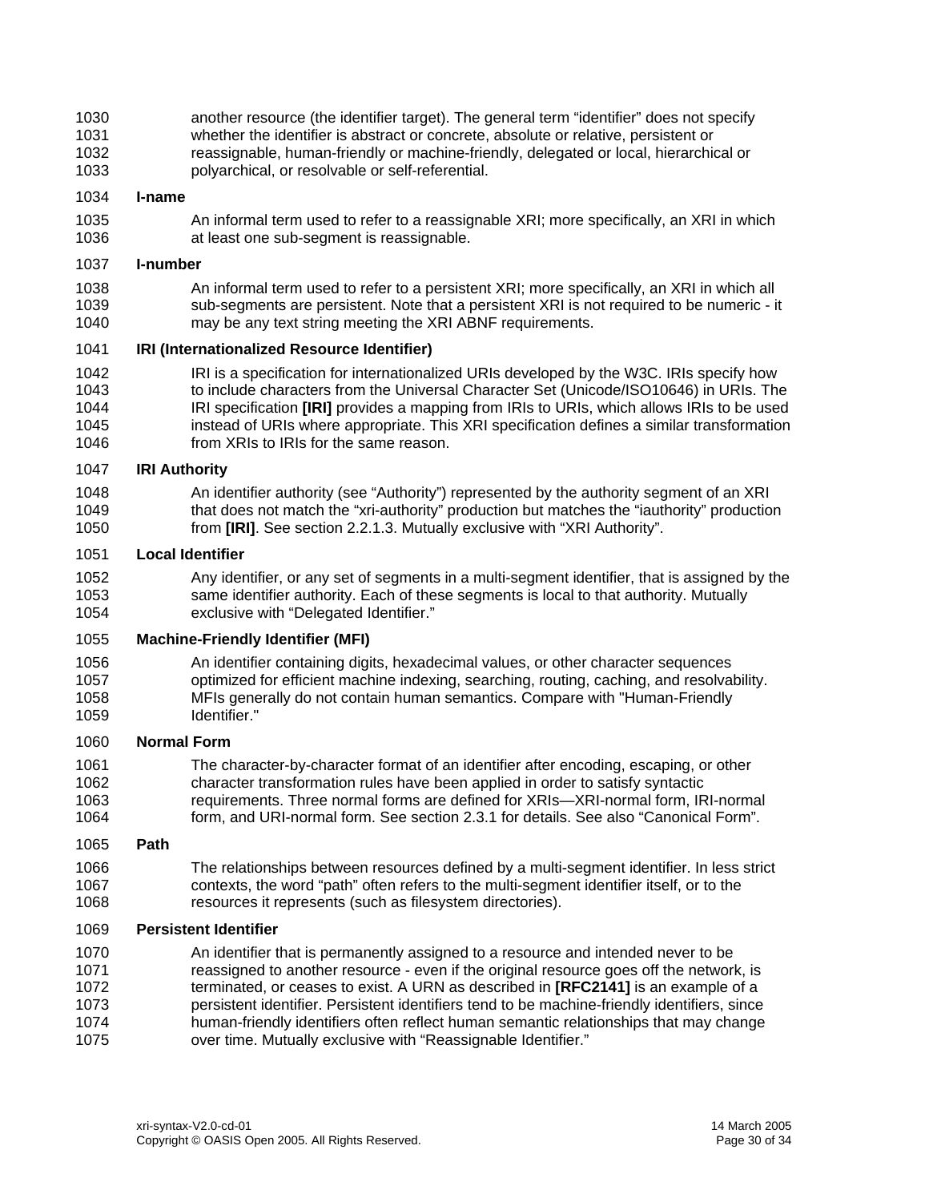another resource (the identifier target). The general term “identifier” does not specify whether the identifier is abstract or concrete, absolute or relative, persistent or reassignable, human-friendly or machine-friendly, delegated or local, hierarchical or polyarchical, or resolvable or self-referential.

**I-name**

An informal term used to refer to a reassignable XRI; more specifically, an XRI in which at least one sub-segment is reassignable.

**I-number**

An informal term used to refer to a persistent XRI; more specifically, an XRI in which all sub-segments are persistent. Note that a persistent XRI is not required to be numeric - it may be any text string meeting the XRI ABNF requirements.

**IRI (Internationalized Resource Identifier)**

IRI is a specification for internationalized URIs developed by the W3C. IRIs specify how to include characters from the Universal Character Set (Unicode/ISO10646) in URIs. The IRI specification **[IRI]** provides a mapping from IRIs to URIs, which allows IRIs to be used instead of URIs where appropriate. This XRI specification defines a similar transformation from XRIs to IRIs for the same reason.

**IRI Authority**

An identifier authority (see “Authority”) represented by the authority segment of an XRI that does not match the “xri-authority” production but matches the “iauthority” production from **[IRI]**. See section 2.2.1.3. Mutually exclusive with “XRI Authority”.

**Local Identifier**

Any identifier, or any set of segments in a multi-segment identifier, that is assigned by the same identifier authority. Each of these segments is local to that authority. Mutually exclusive with “Delegated Identifier.”

**Machine-Friendly Identifier (MFI)**

An identifier containing digits, hexadecimal values, or other character sequences optimized for efficient machine indexing, searching, routing, caching, and resolvability. MFIs generally do not contain human semantics. Compare with "Human-Friendly Identifier."

**Normal Form**

The character-by-character format of an identifier after encoding, escaping, or other character transformation rules have been applied in order to satisfy syntactic requirements. Three normal forms are defined for XRIs—XRI-normal form, IRI-normal form, and URI-normal form. See section 2.3.1 for details. See also “Canonical Form”.

**Path**

The relationships between resources defined by a multi-segment identifier. In less strict contexts, the word “path” often refers to the multi-segment identifier itself, or to the resources it represents (such as filesystem directories).

**Persistent Identifier**

An identifier that is permanently assigned to a resource and intended never to be reassigned to another resource - even if the original resource goes off the network, is terminated, or ceases to exist. A URN as described in **[RFC2141]** is an example of a persistent identifier. Persistent identifiers tend to be machine-friendly identifiers, since human-friendly identifiers often reflect human semantic relationships that may change over time. Mutually exclusive with “Reassignable Identifier.”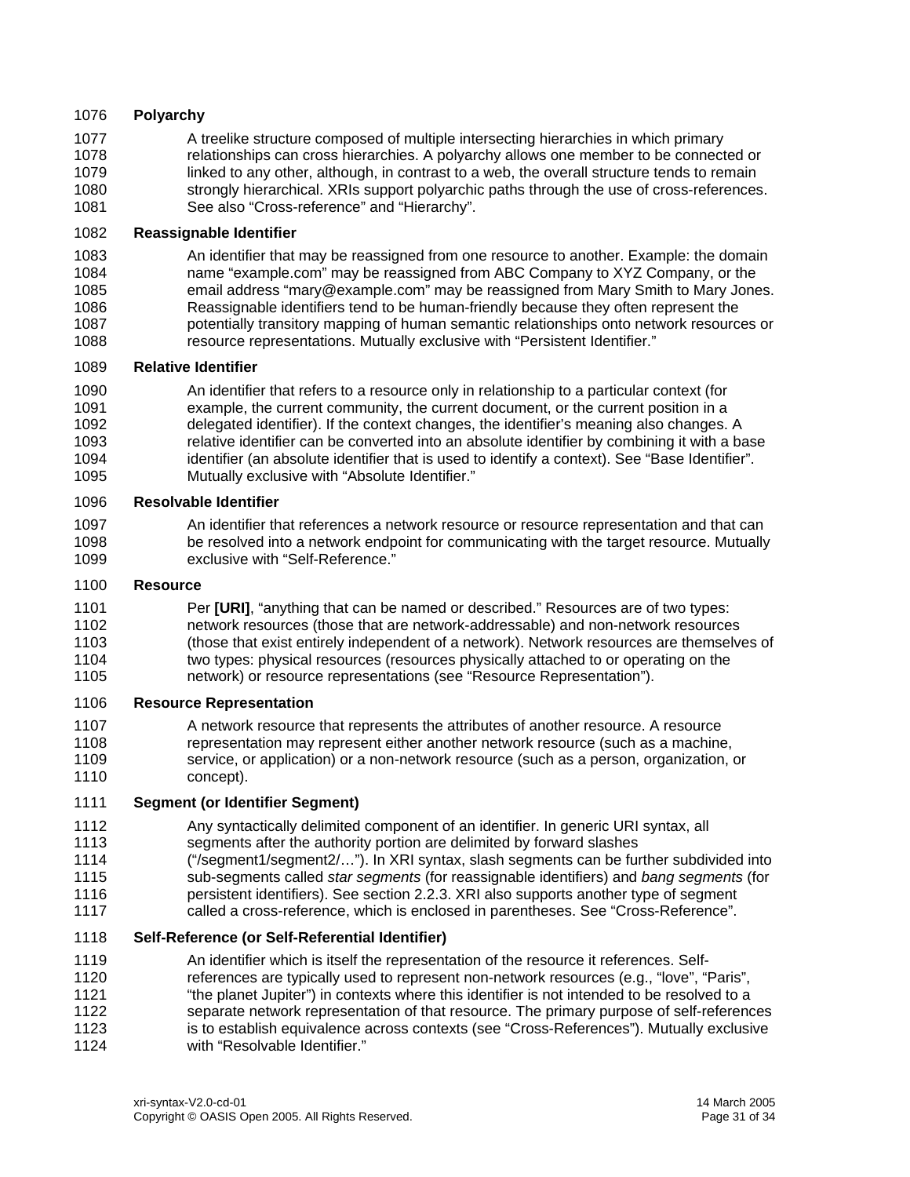**Polyarchy**

A treelike structure composed of multiple intersecting hierarchies in which primary relationships can cross hierarchies. A polyarchy allows one member to be connected or linked to any other, although, in contrast to a web, the overall structure tends to remain strongly hierarchical. XRIs support polyarchic paths through the use of cross-references. See also “Cross-reference” and “Hierarchy”.

**Reassignable Identifier**

An identifier that may be reassigned from one resource to another. Example: the domain name “example.com” may be reassigned from ABC Company to XYZ Company, or the email address “mary@example.com” may be reassigned from Mary Smith to Mary Jones. Reassignable identifiers tend to be human-friendly because they often represent the potentially transitory mapping of human semantic relationships onto network resources or resource representations. Mutually exclusive with “Persistent Identifier.”

**Relative Identifier**

An identifier that refers to a resource only in relationship to a particular context (for example, the current community, the current document, or the current position in a delegated identifier). If the context changes, the identifier’s meaning also changes. A relative identifier can be converted into an absolute identifier by combining it with a base identifier (an absolute identifier that is used to identify a context). See “Base Identifier”. Mutually exclusive with “Absolute Identifier.”

**Resolvable Identifier**

An identifier that references a network resource or resource representation and that can be resolved into a network endpoint for communicating with the target resource. Mutually exclusive with “Self-Reference.”

**Resource**

Per **[URI]**, “anything that can be named or described.” Resources are of two types: network resources (those that are network-addressable) and non-network resources (those that exist entirely independent of a network). Network resources are themselves of two types: physical resources (resources physically attached to or operating on the network) or resource representations (see “Resource Representation”).

**Resource Representation**

A network resource that represents the attributes of another resource. A resource representation may represent either another network resource (such as a machine, service, or application) or a non-network resource (such as a person, organization, or concept).

**Segment (or Identifier Segment)**

Any syntactically delimited component of an identifier. In generic URI syntax, all segments after the authority portion are delimited by forward slashes (“/segment1/segment2/…”). In XRI syntax, slash segments can be further subdivided into sub-segments called *star segments* (for reassignable identifiers) and *bang segments* (for persistent identifiers). See section 2.2.3. XRI also supports another type of segment called a cross-reference, which is enclosed in parentheses. See “Cross-Reference”.

**Self-Reference (or Self-Referential Identifier)**

An identifier which is itself the representation of the resource it references. Self-references are typically used to represent non-network resources (e.g., “love”, “Paris”, “the planet Jupiter”) in contexts where this identifier is not intended to be resolved to a separate network representation of that resource. The primary purpose of self-references is to establish equivalence across contexts (see “Cross-References”). Mutually exclusive with “Resolvable Identifier.”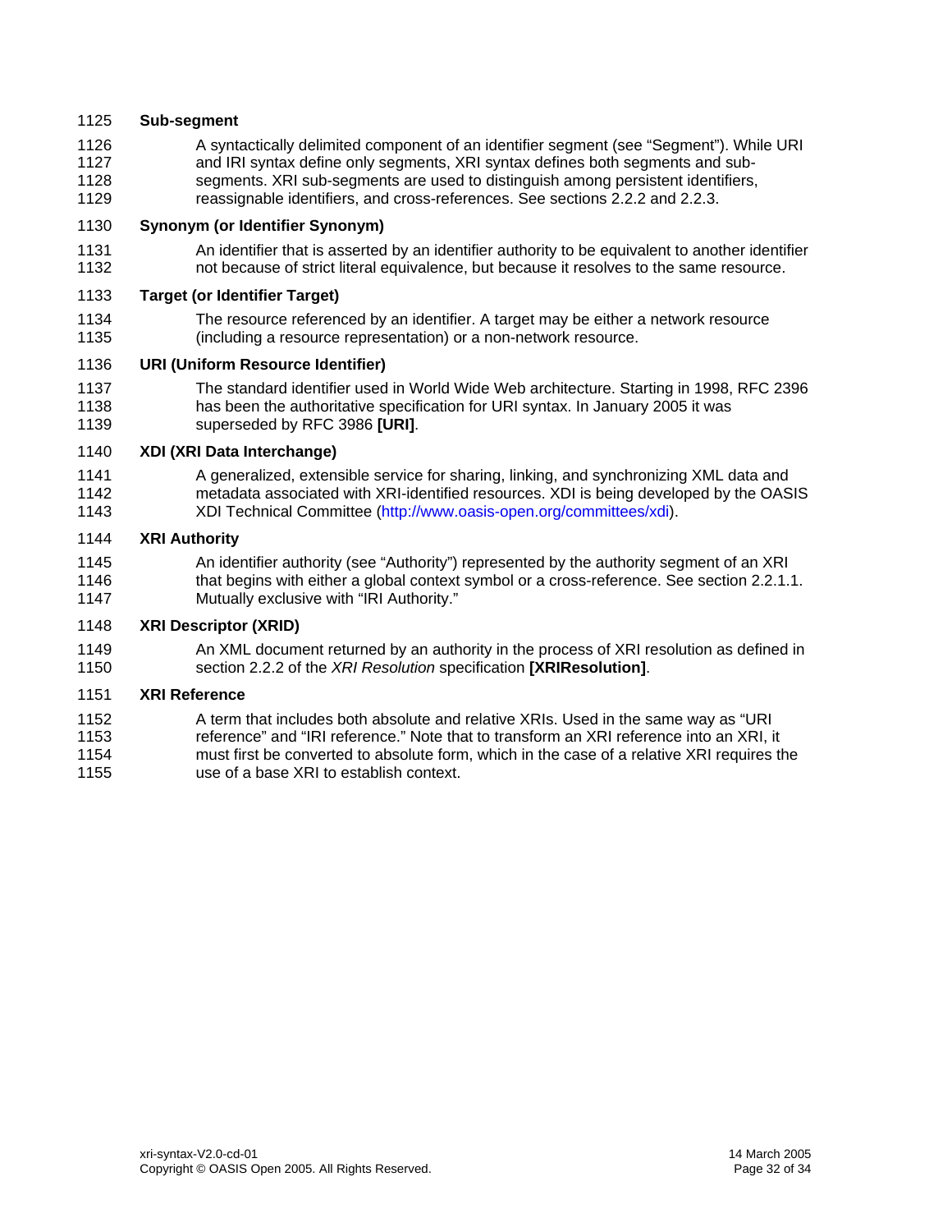**Sub-segment**

A syntactically delimited component of an identifier segment (see “Segment”). While URI and IRI syntax define only segments, XRI syntax defines both segments and sub-segments. XRI sub-segments are used to distinguish among persistent identifiers, reassignable identifiers, and cross-references. See sections 2.2.2 and 2.2.3.

**Synonym (or Identifier Synonym)**

An identifier that is asserted by an identifier authority to be equivalent to another identifier not because of strict literal equivalence, but because it resolves to the same resource.

**Target (or Identifier Target)**

The resource referenced by an identifier. A target may be either a network resource (including a resource representation) or a non-network resource.

**URI (Uniform Resource Identifier)**

The standard identifier used in World Wide Web architecture. Starting in 1998, RFC 2396 has been the authoritative specification for URI syntax. In January 2005 it was superseded by RFC 3986 **[URI]**.

**XDI (XRI Data Interchange)**

A generalized, extensible service for sharing, linking, and synchronizing XML data and metadata associated with XRI-identified resources. XDI is being developed by the OASIS XDI Technical Committee (http://www.oasis-open.org/committees/xdi).

**XRI Authority**

An identifier authority (see “Authority”) represented by the authority segment of an XRI that begins with either a global context symbol or a cross-reference. See section 2.2.1.1. Mutually exclusive with “IRI Authority.”

**XRI Descriptor (XRID)**

An XML document returned by an authority in the process of XRI resolution as defined in section 2.2.2 of the *XRI Resolution* specification **[XRIResolution]**.

**XRI Reference**

A term that includes both absolute and relative XRIs. Used in the same way as “URI reference” and “IRI reference.” Note that to transform an XRI reference into an XRI, it must first be converted to absolute form, which in the case of a relative XRI requires the use of a base XRI to establish context.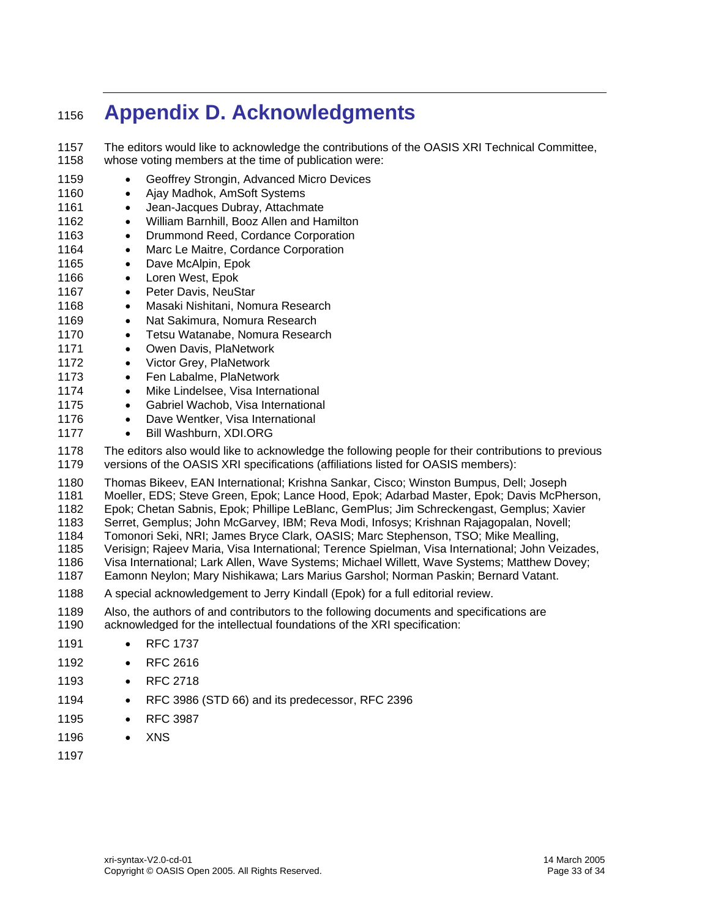# Appendix D. Acknowledgments

The editors would like to acknowledge the contributions of the OASIS XRI Technical Committee, whose voting members at the time of publication were:

- Geoffrey Strongin, Advanced Micro Devices
- Ajay Madhok, AmSoft Systems
- Jean-Jacques Dubray, Attachmate
- William Barnhill, Booz Allen and Hamilton
- Drummond Reed, Cordance Corporation
- Marc Le Maitre, Cordance Corporation
- Dave McAlpin, Epok
- Loren West, Epok
- Peter Davis, NeuStar
- Masaki Nishitani, Nomura Research
- Nat Sakimura, Nomura Research
- Tetsu Watanabe, Nomura Research
- Owen Davis, PlaNetwork
- Victor Grey, PlaNetwork
- Fen Labalme, PlaNetwork
- Mike Lindelsee, Visa International
- Gabriel Wachob, Visa International
- Dave Wentker, Visa International
- Bill Washburn, XDI.ORG

The editors also would like to acknowledge the following people for their contributions to previous versions of the OASIS XRI specifications (affiliations listed for OASIS members):

Thomas Bikeev, EAN International; Krishna Sankar, Cisco; Winston Bumpus, Dell; Joseph Moeller, EDS; Steve Green, Epok; Lance Hood, Epok; Adarbad Master, Epok; Davis McPherson, Epok; Chetan Sabnis, Epok; Phillipe LeBlanc, GemPlus; Jim Schreckengast, Gemplus; Xavier Serret, Gemplus; John McGarvey, IBM; Reva Modi, Infosys; Krishnan Rajagopalan, Novell; Tomonori Seki, NRI; James Bryce Clark, OASIS; Marc Stephenson, TSO; Mike Mealling, Verisign; Rajeev Maria, Visa International; Terence Spielman, Visa International; John Veizades, Visa International; Lark Allen, Wave Systems; Michael Willett, Wave Systems; Matthew Dovey; Eamonn Neylon; Mary Nishikawa; Lars Marius Garshol; Norman Paskin; Bernard Vatant.

A special acknowledgement to Jerry Kindall (Epok) for a full editorial review.

Also, the authors of and contributors to the following documents and specifications are acknowledged for the intellectual foundations of the XRI specification:

- RFC 1737
- RFC 2616
- RFC 2718
- RFC 3986 (STD 66) and its predecessor, RFC 2396
- RFC 3987
- XNS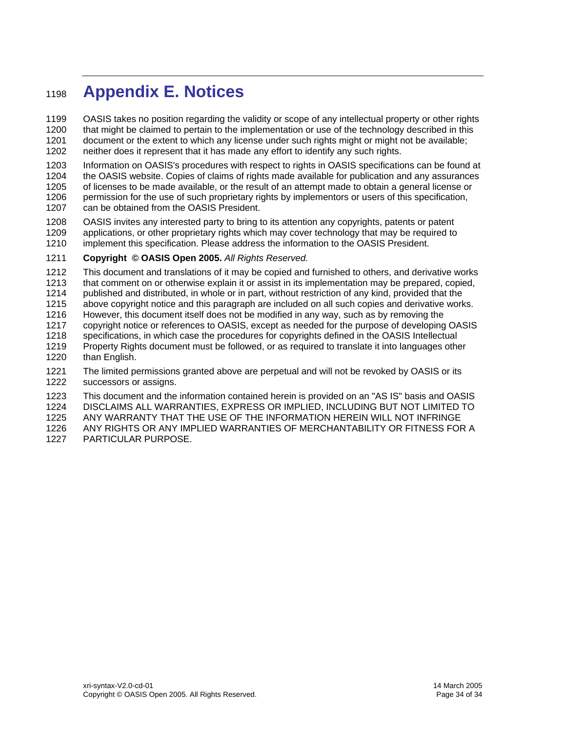# Appendix E. Notices

OASIS takes no position regarding the validity or scope of any intellectual property or other rights that might be claimed to pertain to the implementation or use of the technology described in this document or the extent to which any license under such rights might or might not be available; neither does it represent that it has made any effort to identify any such rights.

Information on OASIS's procedures with respect to rights in OASIS specifications can be found at the OASIS website. Copies of claims of rights made available for publication and any assurances of licenses to be made available, or the result of an attempt made to obtain a general license or permission for the use of such proprietary rights by implementors or users of this specification, can be obtained from the OASIS President.

OASIS invites any interested party to bring to its attention any copyrights, patents or patent applications, or other proprietary rights which may cover technology that may be required to implement this specification. Please address the information to the OASIS President.

**Copyright © OASIS Open 2005.** *All Rights Reserved.*

This document and translations of it may be copied and furnished to others, and derivative works that comment on or otherwise explain it or assist in its implementation may be prepared, copied, published and distributed, in whole or in part, without restriction of any kind, provided that the above copyright notice and this paragraph are included on all such copies and derivative works. However, this document itself does not be modified in any way, such as by removing the copyright notice or references to OASIS, except as needed for the purpose of developing OASIS specifications, in which case the procedures for copyrights defined in the OASIS Intellectual Property Rights document must be followed, or as required to translate it into languages other than English.

The limited permissions granted above are perpetual and will not be revoked by OASIS or its successors or assigns.

This document and the information contained herein is provided on an "AS IS" basis and OASIS DISCLAIMS ALL WARRANTIES, EXPRESS OR IMPLIED, INCLUDING BUT NOT LIMITED TO ANY WARRANTY THAT THE USE OF THE INFORMATION HEREIN WILL NOT INFRINGE ANY RIGHTS OR ANY IMPLIED WARRANTIES OF MERCHANTABILITY OR FITNESS FOR A PARTICULAR PURPOSE.